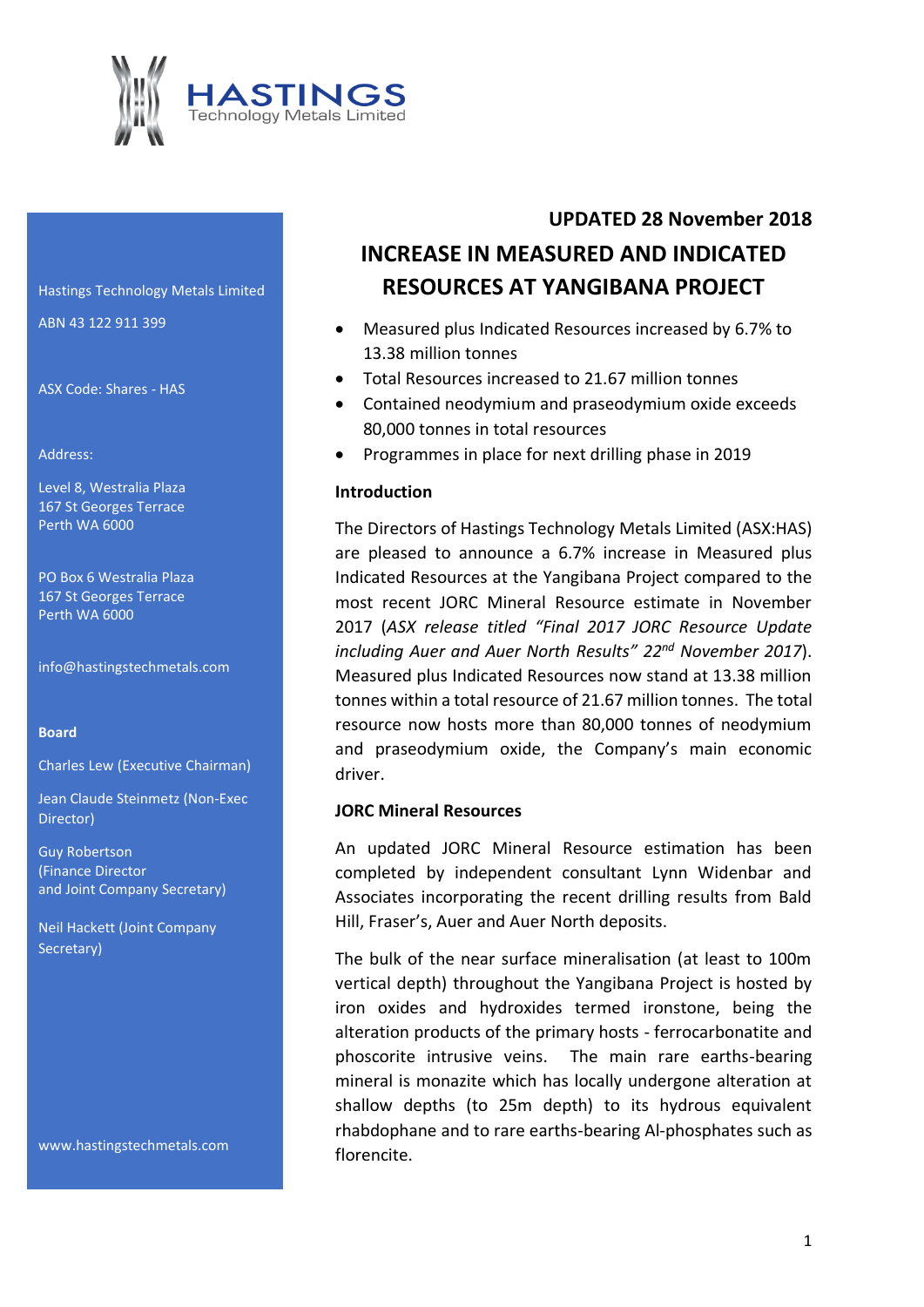HASTINGS
Technology Metals Limited

Hastings Technology Metals Limited

ABN 43 122 911 399

ASX Code: Shares - HAS

Address:

Level 8, Westralia Plaza
167 St Georges Terrace
Perth WA 6000

PO Box 6 Westralia Plaza
167 St Georges Terrace
Perth WA 6000

info@hastingstechmetals.com

**Board**

Charles Lew (Executive Chairman)

Jean Claude Steinmetz (Non-Exec Director)

Guy Robertson
(Finance Director
and Joint Company Secretary)

Neil Hackett (Joint Company Secretary)

www.hastingstechmetals.com

**UPDATED 28 November 2018**

# INCREASE IN MEASURED AND INDICATED RESOURCES AT YANGIBANA PROJECT

- Measured plus Indicated Resources increased by 6.7% to 13.38 million tonnes
- Total Resources increased to 21.67 million tonnes
- Contained neodymium and praseodymium oxide exceeds 80,000 tonnes in total resources
- Programmes in place for next drilling phase in 2019

## Introduction

The Directors of Hastings Technology Metals Limited (ASX:HAS) are pleased to announce a 6.7% increase in Measured plus Indicated Resources at the Yangibana Project compared to the most recent JORC Mineral Resource estimate in November 2017 (*ASX release titled "Final 2017 JORC Resource Update including Auer and Auer North Results" 22nd November 2017*). Measured plus Indicated Resources now stand at 13.38 million tonnes within a total resource of 21.67 million tonnes. The total resource now hosts more than 80,000 tonnes of neodymium and praseodymium oxide, the Company's main economic driver.

## JORC Mineral Resources

An updated JORC Mineral Resource estimation has been completed by independent consultant Lynn Widenbar and Associates incorporating the recent drilling results from Bald Hill, Fraser's, Auer and Auer North deposits.

The bulk of the near surface mineralisation (at least to 100m vertical depth) throughout the Yangibana Project is hosted by iron oxides and hydroxides termed ironstone, being the alteration products of the primary hosts - ferrocarbonatite and phoscorite intrusive veins. The main rare earths-bearing mineral is monazite which has locally undergone alteration at shallow depths (to 25m depth) to its hydrous equivalent rhabdophane and to rare earths-bearing Al-phosphates such as florencite.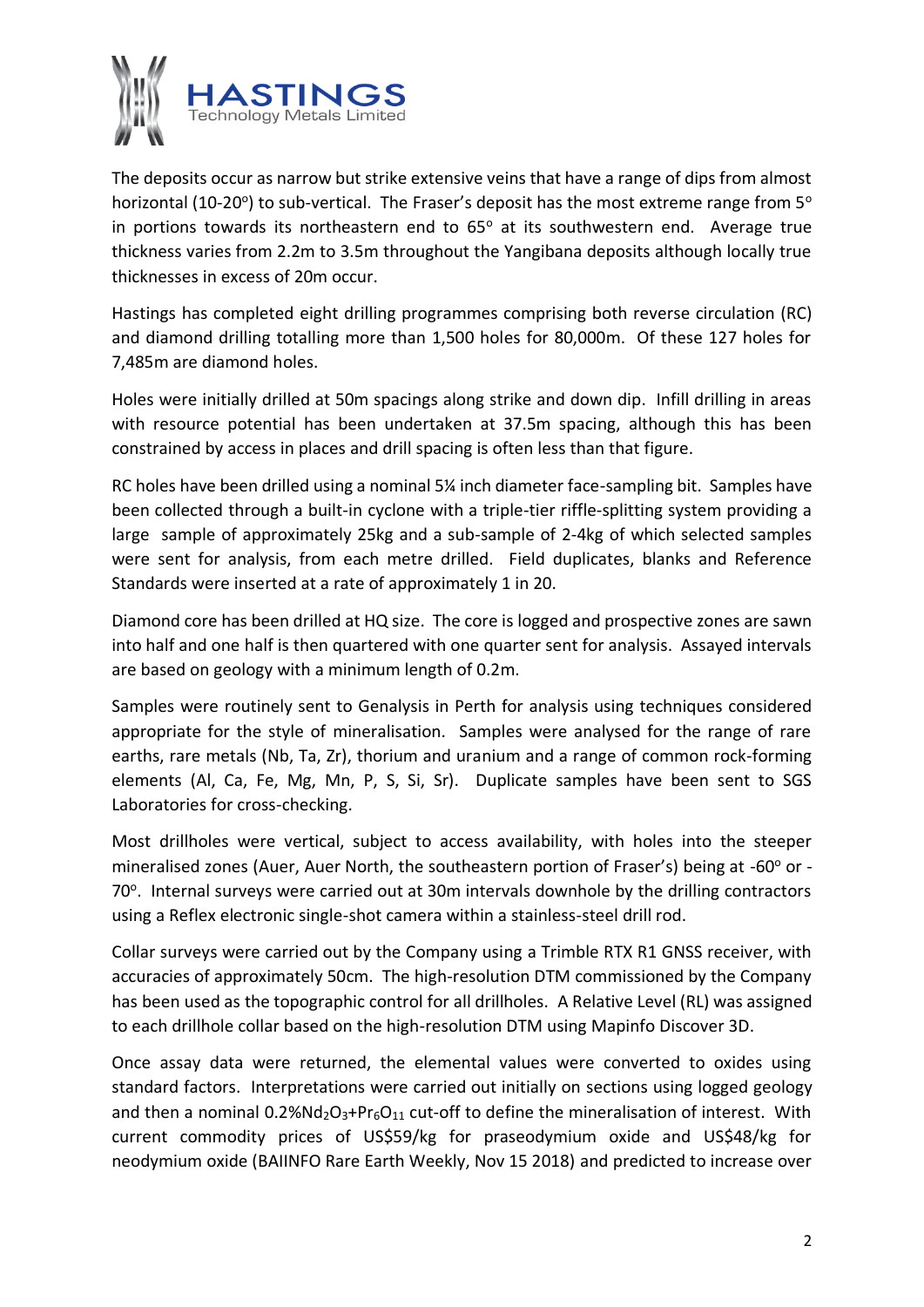The deposits occur as narrow but strike extensive veins that have a range of dips from almost horizontal (10-20$^{o}$) to sub-vertical. The Fraser's deposit has the most extreme range from 5$^{o}$ in portions towards its northeastern end to 65$^{o}$ at its southwestern end. Average true thickness varies from 2.2m to 3.5m throughout the Yangibana deposits although locally true thicknesses in excess of 20m occur.

Hastings has completed eight drilling programmes comprising both reverse circulation (RC) and diamond drilling totalling more than 1,500 holes for 80,000m. Of these 127 holes for 7,485m are diamond holes.

Holes were initially drilled at 50m spacings along strike and down dip. Infill drilling in areas with resource potential has been undertaken at 37.5m spacing, although this has been constrained by access in places and drill spacing is often less than that figure.

RC holes have been drilled using a nominal 5¼ inch diameter face-sampling bit. Samples have been collected through a built-in cyclone with a triple-tier riffle-splitting system providing a large sample of approximately 25kg and a sub-sample of 2-4kg of which selected samples were sent for analysis, from each metre drilled. Field duplicates, blanks and Reference Standards were inserted at a rate of approximately 1 in 20.

Diamond core has been drilled at HQ size. The core is logged and prospective zones are sawn into half and one half is then quartered with one quarter sent for analysis. Assayed intervals are based on geology with a minimum length of 0.2m.

Samples were routinely sent to Genalysis in Perth for analysis using techniques considered appropriate for the style of mineralisation. Samples were analysed for the range of rare earths, rare metals (Nb, Ta, Zr), thorium and uranium and a range of common rock-forming elements (Al, Ca, Fe, Mg, Mn, P, S, Si, Sr). Duplicate samples have been sent to SGS Laboratories for cross-checking.

Most drillholes were vertical, subject to access availability, with holes into the steeper mineralised zones (Auer, Auer North, the southeastern portion of Fraser's) being at -60$^{o}$ or -70$^{o}$. Internal surveys were carried out at 30m intervals downhole by the drilling contractors using a Reflex electronic single-shot camera within a stainless-steel drill rod.

Collar surveys were carried out by the Company using a Trimble RTX R1 GNSS receiver, with accuracies of approximately 50cm. The high-resolution DTM commissioned by the Company has been used as the topographic control for all drillholes. A Relative Level (RL) was assigned to each drillhole collar based on the high-resolution DTM using Mapinfo Discover 3D.

Once assay data were returned, the elemental values were converted to oxides using standard factors. Interpretations were carried out initially on sections using logged geology and then a nominal 0.2%$Nd_2O_3$+$Pr_6O_{11}$ cut-off to define the mineralisation of interest. With current commodity prices of US$59/kg for praseodymium oxide and US$48/kg for neodymium oxide (BAIINFO Rare Earth Weekly, Nov 15 2018) and predicted to increase over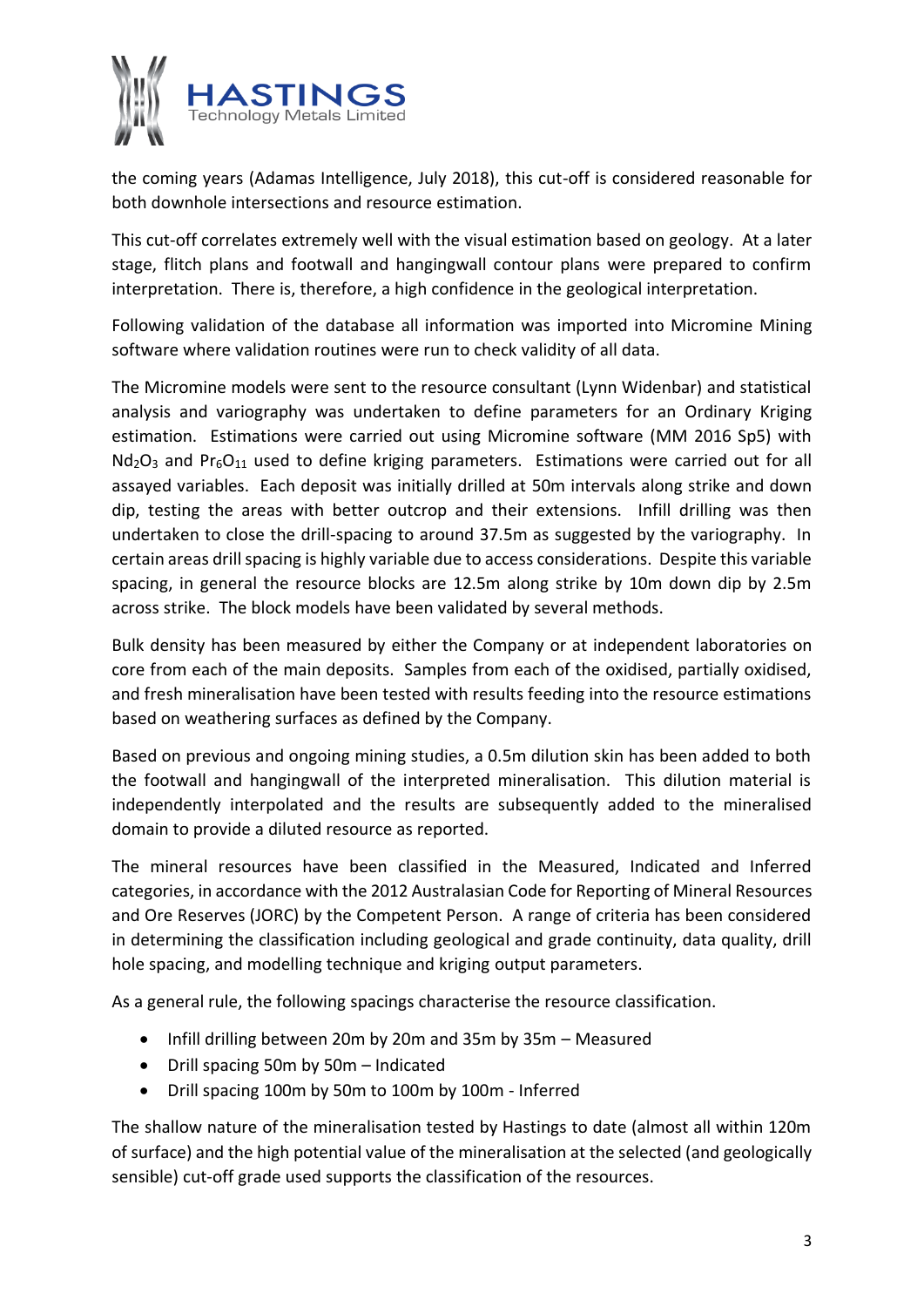the coming years (Adamas Intelligence, July 2018), this cut-off is considered reasonable for both downhole intersections and resource estimation.

This cut-off correlates extremely well with the visual estimation based on geology. At a later stage, flitch plans and footwall and hangingwall contour plans were prepared to confirm interpretation. There is, therefore, a high confidence in the geological interpretation.

Following validation of the database all information was imported into Micromine Mining software where validation routines were run to check validity of all data.

The Micromine models were sent to the resource consultant (Lynn Widenbar) and statistical analysis and variography was undertaken to define parameters for an Ordinary Kriging estimation. Estimations were carried out using Micromine software (MM 2016 Sp5) with $Nd_2O_3$ and $Pr_6O_{11}$ used to define kriging parameters. Estimations were carried out for all assayed variables. Each deposit was initially drilled at 50m intervals along strike and down dip, testing the areas with better outcrop and their extensions. Infill drilling was then undertaken to close the drill-spacing to around 37.5m as suggested by the variography. In certain areas drill spacing is highly variable due to access considerations. Despite this variable spacing, in general the resource blocks are 12.5m along strike by 10m down dip by 2.5m across strike. The block models have been validated by several methods.

Bulk density has been measured by either the Company or at independent laboratories on core from each of the main deposits. Samples from each of the oxidised, partially oxidised, and fresh mineralisation have been tested with results feeding into the resource estimations based on weathering surfaces as defined by the Company.

Based on previous and ongoing mining studies, a 0.5m dilution skin has been added to both the footwall and hangingwall of the interpreted mineralisation. This dilution material is independently interpolated and the results are subsequently added to the mineralised domain to provide a diluted resource as reported.

The mineral resources have been classified in the Measured, Indicated and Inferred categories, in accordance with the 2012 Australasian Code for Reporting of Mineral Resources and Ore Reserves (JORC) by the Competent Person. A range of criteria has been considered in determining the classification including geological and grade continuity, data quality, drill hole spacing, and modelling technique and kriging output parameters.

As a general rule, the following spacings characterise the resource classification.

- Infill drilling between 20m by 20m and 35m by 35m – Measured
- Drill spacing 50m by 50m – Indicated
- Drill spacing 100m by 50m to 100m by 100m - Inferred

The shallow nature of the mineralisation tested by Hastings to date (almost all within 120m of surface) and the high potential value of the mineralisation at the selected (and geologically sensible) cut-off grade used supports the classification of the resources.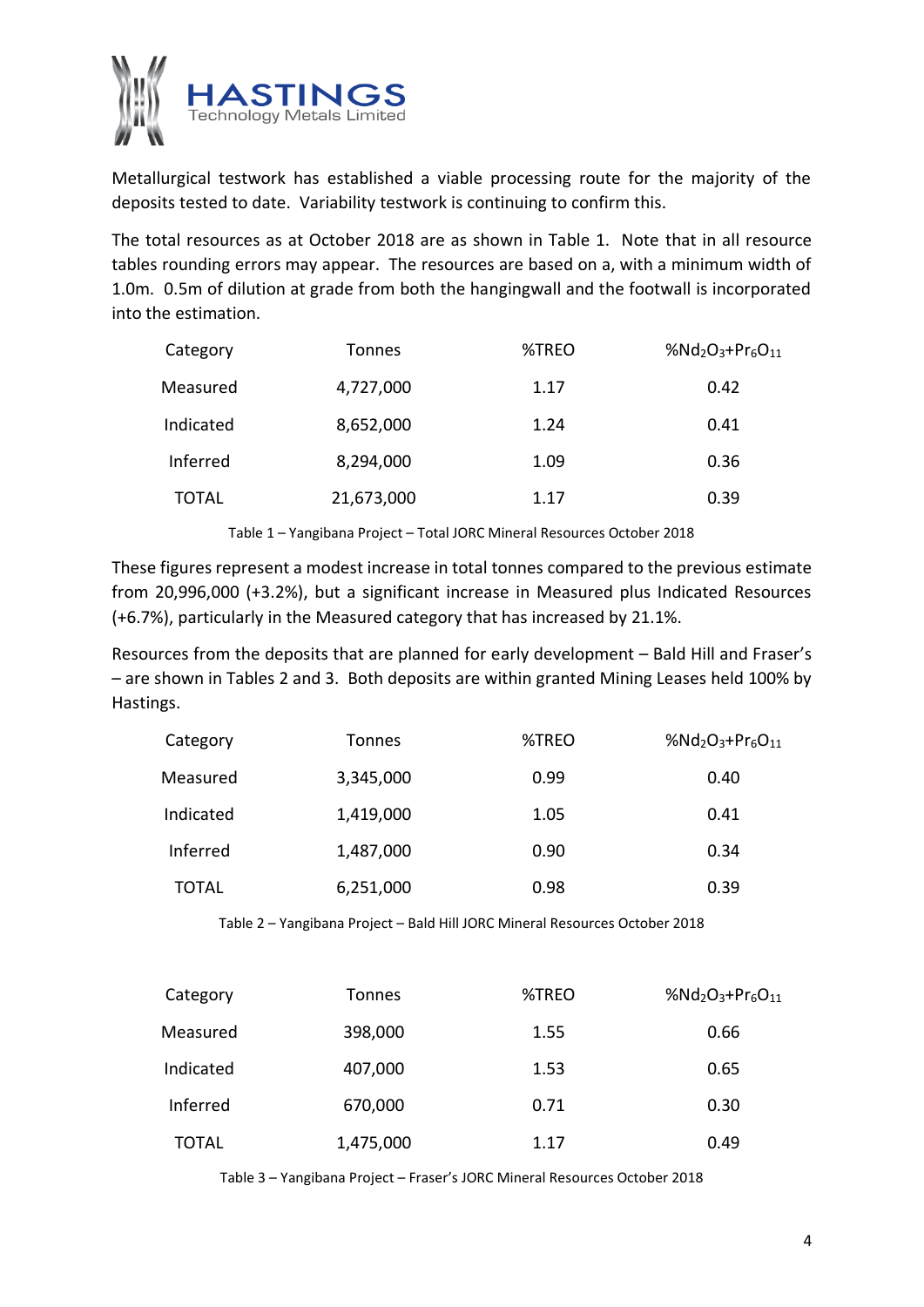Metallurgical testwork has established a viable processing route for the majority of the deposits tested to date. Variability testwork is continuing to confirm this.

The total resources as at October 2018 are as shown in Table 1. Note that in all resource tables rounding errors may appear. The resources are based on a, with a minimum width of 1.0m. 0.5m of dilution at grade from both the hangingwall and the footwall is incorporated into the estimation.

| Category | Tonnes | %TREO | %$Nd_2O_3$+$Pr_6O_{11}$ |
|---|---|---|---|
| Measured | 4,727,000 | 1.17 | 0.42 |
| Indicated | 8,652,000 | 1.24 | 0.41 |
| Inferred | 8,294,000 | 1.09 | 0.36 |
| TOTAL | 21,673,000 | 1.17 | 0.39 |

Table 1 – Yangibana Project – Total JORC Mineral Resources October 2018

These figures represent a modest increase in total tonnes compared to the previous estimate from 20,996,000 (+3.2%), but a significant increase in Measured plus Indicated Resources (+6.7%), particularly in the Measured category that has increased by 21.1%.

Resources from the deposits that are planned for early development – Bald Hill and Fraser's – are shown in Tables 2 and 3. Both deposits are within granted Mining Leases held 100% by Hastings.

| Category | Tonnes | %TREO | %$Nd_2O_3$+$Pr_6O_{11}$ |
|---|---|---|---|
| Measured | 3,345,000 | 0.99 | 0.40 |
| Indicated | 1,419,000 | 1.05 | 0.41 |
| Inferred | 1,487,000 | 0.90 | 0.34 |
| TOTAL | 6,251,000 | 0.98 | 0.39 |

Table 2 – Yangibana Project – Bald Hill JORC Mineral Resources October 2018

| Category | Tonnes | %TREO | %$Nd_2O_3$+$Pr_6O_{11}$ |
|---|---|---|---|
| Measured | 398,000 | 1.55 | 0.66 |
| Indicated | 407,000 | 1.53 | 0.65 |
| Inferred | 670,000 | 0.71 | 0.30 |
| TOTAL | 1,475,000 | 1.17 | 0.49 |

Table 3 – Yangibana Project – Fraser's JORC Mineral Resources October 2018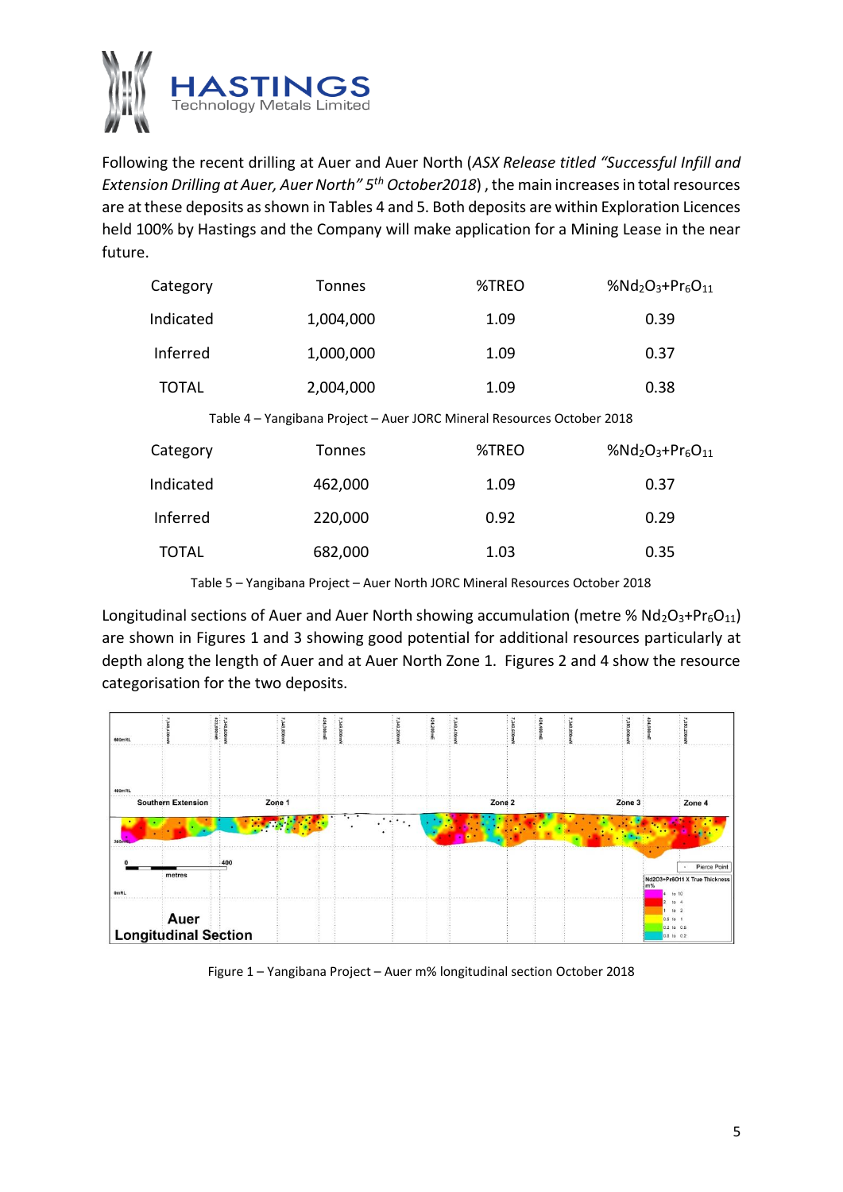Following the recent drilling at Auer and Auer North (*ASX Release titled "Successful Infill and Extension Drilling at Auer, Auer North" 5th October2018*) , the main increases in total resources are at these deposits as shown in Tables 4 and 5. Both deposits are within Exploration Licences held 100% by Hastings and the Company will make application for a Mining Lease in the near future.

| Category | Tonnes | %TREO | %$Nd_2O_3$+$Pr_6O_{11}$ |
|---|---|---|---|
| Indicated | 1,004,000 | 1.09 | 0.39 |
| Inferred | 1,000,000 | 1.09 | 0.37 |
| TOTAL | 2,004,000 | 1.09 | 0.38 |

Table 4 – Yangibana Project – Auer JORC Mineral Resources October 2018

| Category | Tonnes | %TREO | %$Nd_2O_3$+$Pr_6O_{11}$ |
|---|---|---|---|
| Indicated | 462,000 | 1.09 | 0.37 |
| Inferred | 220,000 | 0.92 | 0.29 |
| TOTAL | 682,000 | 1.03 | 0.35 |

Table 5 – Yangibana Project – Auer North JORC Mineral Resources October 2018

Longitudinal sections of Auer and Auer North showing accumulation (metre % $Nd_2O_3$+$Pr_6O_{11}$) are shown in Figures 1 and 3 showing good potential for additional resources particularly at depth along the length of Auer and at Auer North Zone 1. Figures 2 and 4 show the resource categorisation for the two deposits.

Figure 1 – Yangibana Project – Auer m% longitudinal section October 2018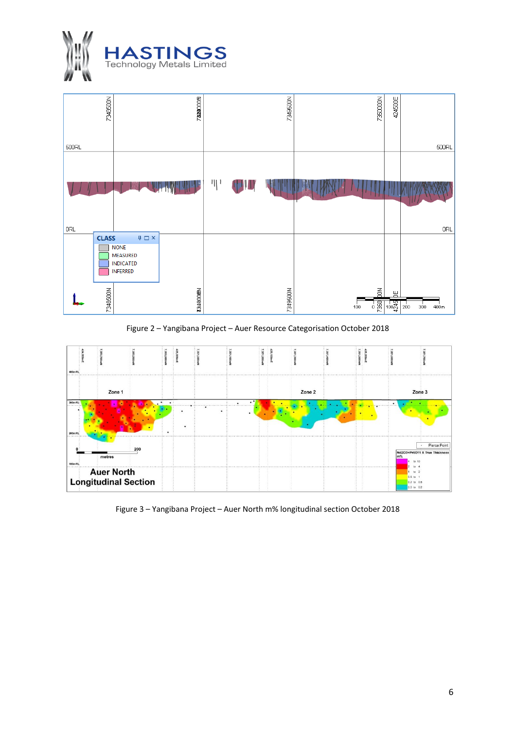Figure 2 – Yangibana Project – Auer Resource Categorisation October 2018

Figure 3 – Yangibana Project – Auer North m% longitudinal section October 2018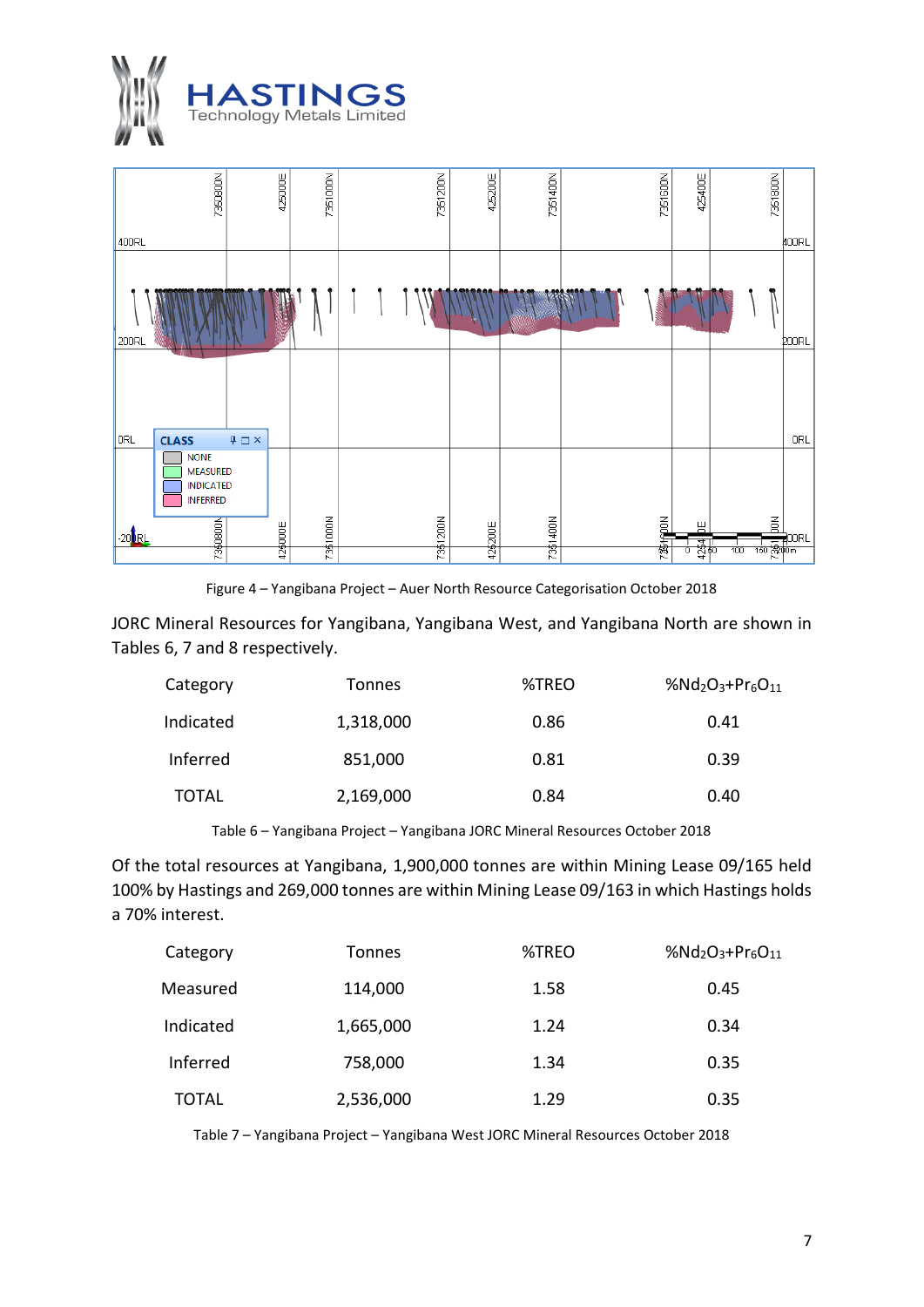Figure 4 – Yangibana Project – Auer North Resource Categorisation October 2018

JORC Mineral Resources for Yangibana, Yangibana West, and Yangibana North are shown in Tables 6, 7 and 8 respectively.

| Category | Tonnes | %TREO | %$Nd_2O_3$+$Pr_6O_{11}$ |
|---|---|---|---|
| Indicated | 1,318,000 | 0.86 | 0.41 |
| Inferred | 851,000 | 0.81 | 0.39 |
| TOTAL | 2,169,000 | 0.84 | 0.40 |

Table 6 – Yangibana Project – Yangibana JORC Mineral Resources October 2018

Of the total resources at Yangibana, 1,900,000 tonnes are within Mining Lease 09/165 held 100% by Hastings and 269,000 tonnes are within Mining Lease 09/163 in which Hastings holds a 70% interest.

| Category | Tonnes | %TREO | %$Nd_2O_3$+$Pr_6O_{11}$ |
|---|---|---|---|
| Measured | 114,000 | 1.58 | 0.45 |
| Indicated | 1,665,000 | 1.24 | 0.34 |
| Inferred | 758,000 | 1.34 | 0.35 |
| TOTAL | 2,536,000 | 1.29 | 0.35 |

Table 7 – Yangibana Project – Yangibana West JORC Mineral Resources October 2018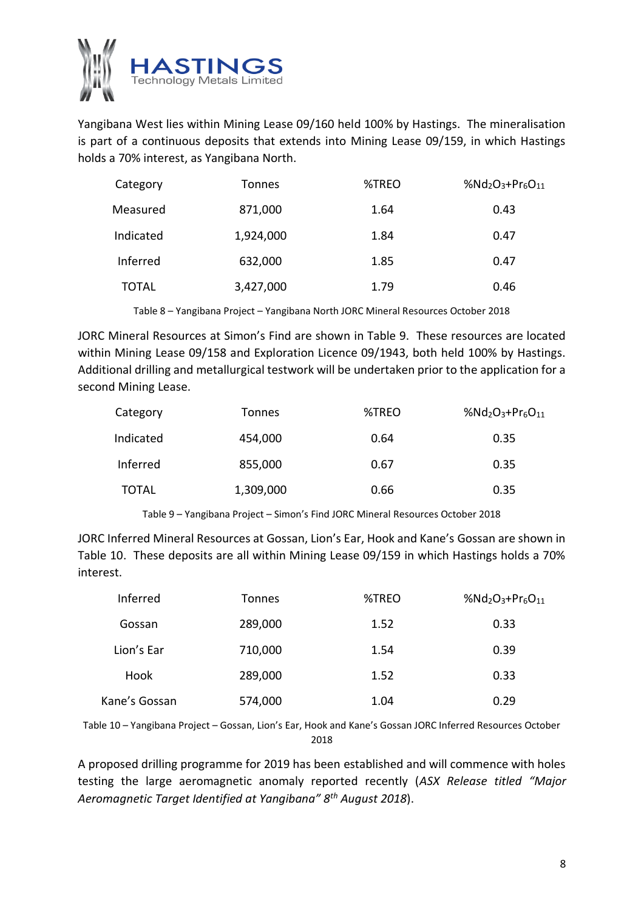Yangibana West lies within Mining Lease 09/160 held 100% by Hastings. The mineralisation is part of a continuous deposits that extends into Mining Lease 09/159, in which Hastings holds a 70% interest, as Yangibana North.

| Category | Tonnes | %TREO | $\%Nd_2O_3+Pr_6O_{11}$ |
|---|---|---|---|
| Measured | 871,000 | 1.64 | 0.43 |
| Indicated | 1,924,000 | 1.84 | 0.47 |
| Inferred | 632,000 | 1.85 | 0.47 |
| TOTAL | 3,427,000 | 1.79 | 0.46 |

Table 8 – Yangibana Project – Yangibana North JORC Mineral Resources October 2018

JORC Mineral Resources at Simon's Find are shown in Table 9. These resources are located within Mining Lease 09/158 and Exploration Licence 09/1943, both held 100% by Hastings. Additional drilling and metallurgical testwork will be undertaken prior to the application for a second Mining Lease.

| Category | Tonnes | %TREO | $\%Nd_2O_3+Pr_6O_{11}$ |
|---|---|---|---|
| Indicated | 454,000 | 0.64 | 0.35 |
| Inferred | 855,000 | 0.67 | 0.35 |
| TOTAL | 1,309,000 | 0.66 | 0.35 |

Table 9 – Yangibana Project – Simon's Find JORC Mineral Resources October 2018

JORC Inferred Mineral Resources at Gossan, Lion's Ear, Hook and Kane's Gossan are shown in Table 10. These deposits are all within Mining Lease 09/159 in which Hastings holds a 70% interest.

| Inferred | Tonnes | %TREO | $\%Nd_2O_3+Pr_6O_{11}$ |
|---|---|---|---|
| Gossan | 289,000 | 1.52 | 0.33 |
| Lion's Ear | 710,000 | 1.54 | 0.39 |
| Hook | 289,000 | 1.52 | 0.33 |
| Kane's Gossan | 574,000 | 1.04 | 0.29 |

Table 10 – Yangibana Project – Gossan, Lion's Ear, Hook and Kane's Gossan JORC Inferred Resources October 2018

A proposed drilling programme for 2019 has been established and will commence with holes testing the large aeromagnetic anomaly reported recently (*ASX Release titled "Major Aeromagnetic Target Identified at Yangibana" 8th August 2018*).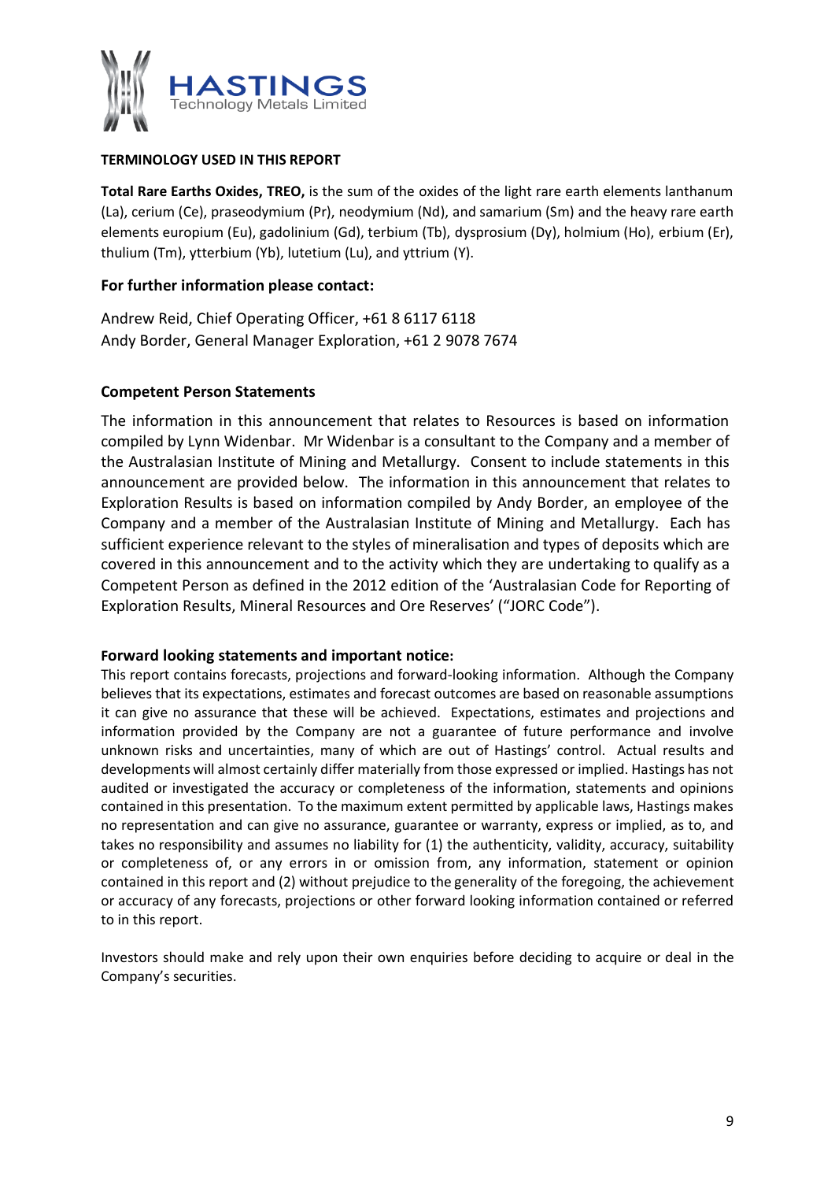**TERMINOLOGY USED IN THIS REPORT**

**Total Rare Earths Oxides, TREO,** is the sum of the oxides of the light rare earth elements lanthanum (La), cerium (Ce), praseodymium (Pr), neodymium (Nd), and samarium (Sm) and the heavy rare earth elements europium (Eu), gadolinium (Gd), terbium (Tb), dysprosium (Dy), holmium (Ho), erbium (Er), thulium (Tm), ytterbium (Yb), lutetium (Lu), and yttrium (Y).

**For further information please contact:**

Andrew Reid, Chief Operating Officer, +61 8 6117 6118
Andy Border, General Manager Exploration, +61 2 9078 7674

**Competent Person Statements**

The information in this announcement that relates to Resources is based on information compiled by Lynn Widenbar. Mr Widenbar is a consultant to the Company and a member of the Australasian Institute of Mining and Metallurgy. Consent to include statements in this announcement are provided below. The information in this announcement that relates to Exploration Results is based on information compiled by Andy Border, an employee of the Company and a member of the Australasian Institute of Mining and Metallurgy. Each has sufficient experience relevant to the styles of mineralisation and types of deposits which are covered in this announcement and to the activity which they are undertaking to qualify as a Competent Person as defined in the 2012 edition of the 'Australasian Code for Reporting of Exploration Results, Mineral Resources and Ore Reserves' ("JORC Code").

**Forward looking statements and important notice:**

This report contains forecasts, projections and forward-looking information. Although the Company believes that its expectations, estimates and forecast outcomes are based on reasonable assumptions it can give no assurance that these will be achieved. Expectations, estimates and projections and information provided by the Company are not a guarantee of future performance and involve unknown risks and uncertainties, many of which are out of Hastings' control. Actual results and developments will almost certainly differ materially from those expressed or implied. Hastings has not audited or investigated the accuracy or completeness of the information, statements and opinions contained in this presentation. To the maximum extent permitted by applicable laws, Hastings makes no representation and can give no assurance, guarantee or warranty, express or implied, as to, and takes no responsibility and assumes no liability for (1) the authenticity, validity, accuracy, suitability or completeness of, or any errors in or omission from, any information, statement or opinion contained in this report and (2) without prejudice to the generality of the foregoing, the achievement or accuracy of any forecasts, projections or other forward looking information contained or referred to in this report.

Investors should make and rely upon their own enquiries before deciding to acquire or deal in the Company's securities.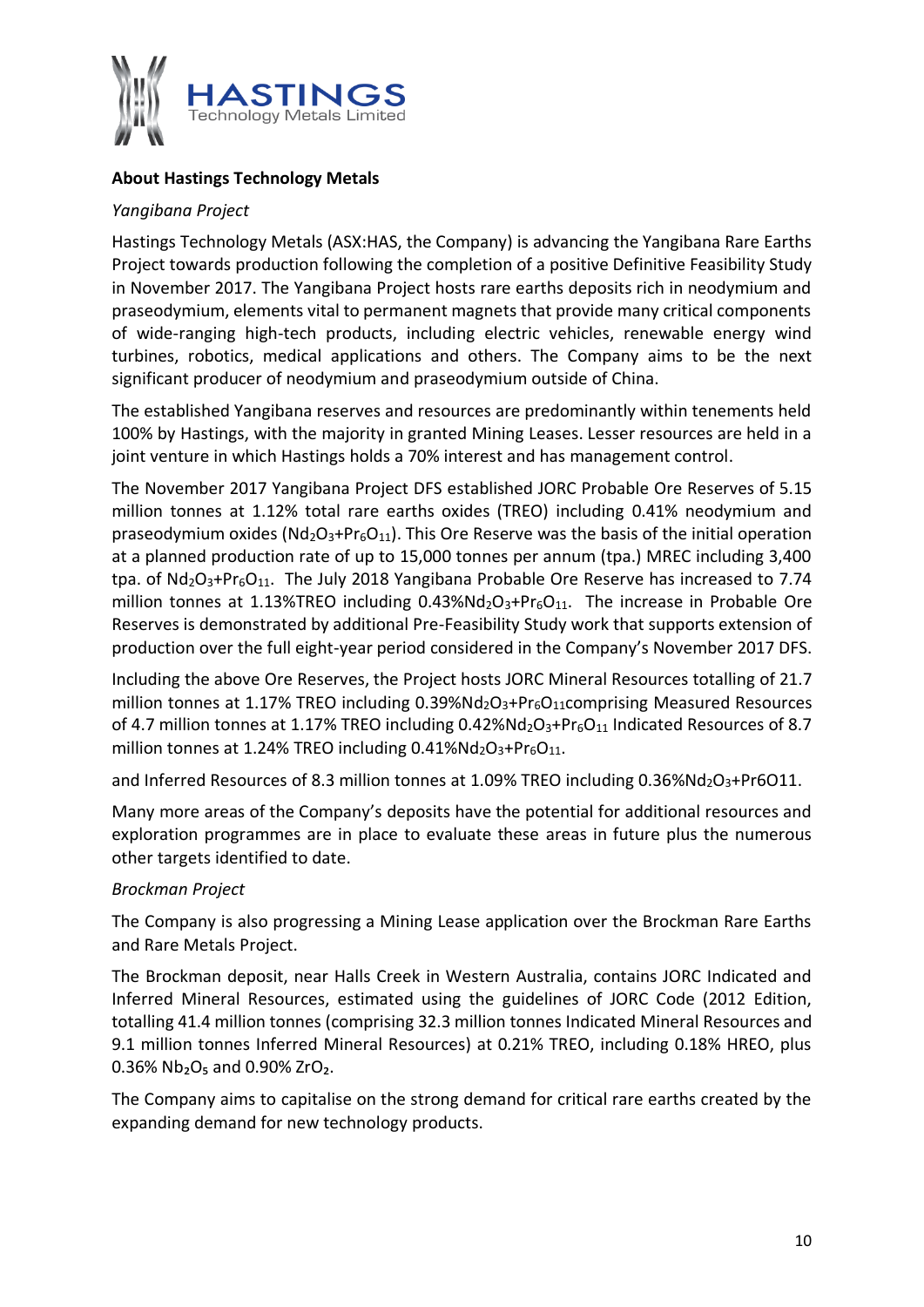**About Hastings Technology Metals**

*Yangibana Project*

Hastings Technology Metals (ASX:HAS, the Company) is advancing the Yangibana Rare Earths Project towards production following the completion of a positive Definitive Feasibility Study in November 2017. The Yangibana Project hosts rare earths deposits rich in neodymium and praseodymium, elements vital to permanent magnets that provide many critical components of wide-ranging high-tech products, including electric vehicles, renewable energy wind turbines, robotics, medical applications and others. The Company aims to be the next significant producer of neodymium and praseodymium outside of China.

The established Yangibana reserves and resources are predominantly within tenements held 100% by Hastings, with the majority in granted Mining Leases. Lesser resources are held in a joint venture in which Hastings holds a 70% interest and has management control.

The November 2017 Yangibana Project DFS established JORC Probable Ore Reserves of 5.15 million tonnes at 1.12% total rare earths oxides (TREO) including 0.41% neodymium and praseodymium oxides ($Nd_2O_3$+$Pr_6O_{11}$). This Ore Reserve was the basis of the initial operation at a planned production rate of up to 15,000 tonnes per annum (tpa.) MREC including 3,400 tpa. of $Nd_2O_3$+$Pr_6O_{11}$. The July 2018 Yangibana Probable Ore Reserve has increased to 7.74 million tonnes at 1.13%TREO including 0.43%$Nd_2O_3$+$Pr_6O_{11}$. The increase in Probable Ore Reserves is demonstrated by additional Pre-Feasibility Study work that supports extension of production over the full eight-year period considered in the Company's November 2017 DFS.

Including the above Ore Reserves, the Project hosts JORC Mineral Resources totalling of 21.7 million tonnes at 1.17% TREO including 0.39%$Nd_2O_3$+$Pr_6O_{11}$comprising Measured Resources of 4.7 million tonnes at 1.17% TREO including 0.42%$Nd_2O_3$+$Pr_6O_{11}$ Indicated Resources of 8.7 million tonnes at 1.24% TREO including 0.41%$Nd_2O_3$+$Pr_6O_{11}$.

and Inferred Resources of 8.3 million tonnes at 1.09% TREO including 0.36%$Nd_2O_3$+Pr6O11.

Many more areas of the Company's deposits have the potential for additional resources and exploration programmes are in place to evaluate these areas in future plus the numerous other targets identified to date.

*Brockman Project*

The Company is also progressing a Mining Lease application over the Brockman Rare Earths and Rare Metals Project.

The Brockman deposit, near Halls Creek in Western Australia, contains JORC Indicated and Inferred Mineral Resources, estimated using the guidelines of JORC Code (2012 Edition, totalling 41.4 million tonnes (comprising 32.3 million tonnes Indicated Mineral Resources and 9.1 million tonnes Inferred Mineral Resources) at 0.21% TREO, including 0.18% HREO, plus 0.36% $Nb_2O_5$ and 0.90% $ZrO_2$.

The Company aims to capitalise on the strong demand for critical rare earths created by the expanding demand for new technology products.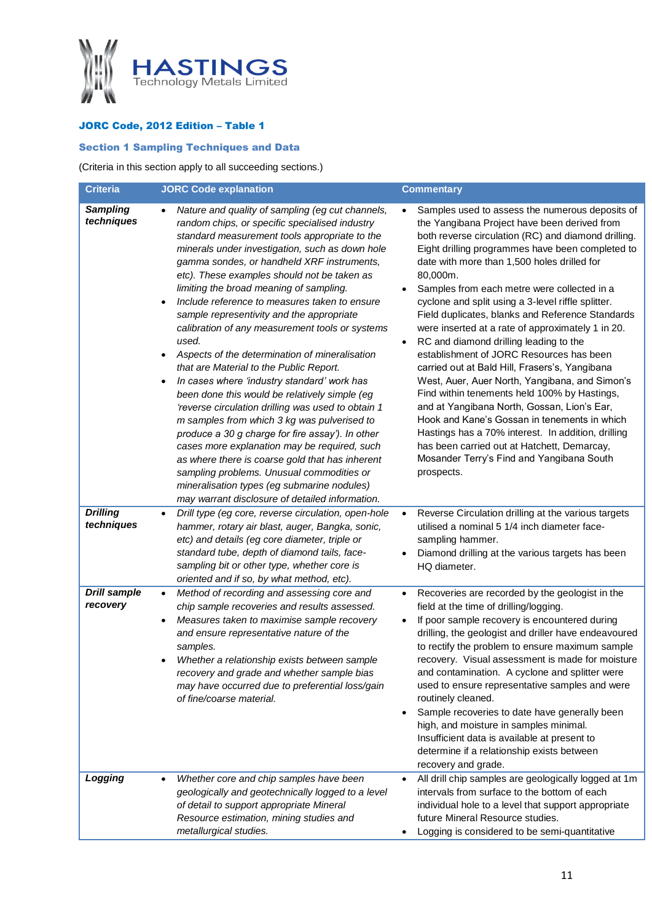**HASTINGS**
Technology Metals Limited

## JORC Code, 2012 Edition – Table 1

### Section 1 Sampling Techniques and Data

(Criteria in this section apply to all succeeding sections.)

| Criteria | JORC Code explanation | Commentary |
|---|---|---|
| ***Sampling techniques*** | • *Nature and quality of sampling (eg cut channels, random chips, or specific specialised industry standard measurement tools appropriate to the minerals under investigation, such as down hole gamma sondes, or handheld XRF instruments, etc). These examples should not be taken as limiting the broad meaning of sampling.*<br>• *Include reference to measures taken to ensure sample representivity and the appropriate calibration of any measurement tools or systems used.*<br>• *Aspects of the determination of mineralisation that are Material to the Public Report.*<br>• *In cases where 'industry standard' work has been done this would be relatively simple (eg 'reverse circulation drilling was used to obtain 1 m samples from which 3 kg was pulverised to produce a 30 g charge for fire assay'). In other cases more explanation may be required, such as where there is coarse gold that has inherent sampling problems. Unusual commodities or mineralisation types (eg submarine nodules) may warrant disclosure of detailed information.* | • Samples used to assess the numerous deposits of the Yangibana Project have been derived from both reverse circulation (RC) and diamond drilling. Eight drilling programmes have been completed to date with more than 1,500 holes drilled for 80,000m.<br>• Samples from each metre were collected in a cyclone and split using a 3-level riffle splitter. Field duplicates, blanks and Reference Standards were inserted at a rate of approximately 1 in 20.<br>• RC and diamond drilling leading to the establishment of JORC Resources has been carried out at Bald Hill, Frasers's, Yangibana West, Auer, Auer North, Yangibana, and Simon's Find within tenements held 100% by Hastings, and at Yangibana North, Gossan, Lion's Ear, Hook and Kane's Gossan in tenements in which Hastings has a 70% interest. In addition, drilling has been carried out at Hatchett, Demarcay, Mosander Terry's Find and Yangibana South prospects. |
| ***Drilling techniques*** | • *Drill type (eg core, reverse circulation, open-hole hammer, rotary air blast, auger, Bangka, sonic, etc) and details (eg core diameter, triple or standard tube, depth of diamond tails, face-sampling bit or other type, whether core is oriented and if so, by what method, etc).* | • Reverse Circulation drilling at the various targets utilised a nominal 5 1/4 inch diameter face-sampling hammer.<br>• Diamond drilling at the various targets has been HQ diameter. |
| ***Drill sample recovery*** | • *Method of recording and assessing core and chip sample recoveries and results assessed.*<br>• *Measures taken to maximise sample recovery and ensure representative nature of the samples.*<br>• *Whether a relationship exists between sample recovery and grade and whether sample bias may have occurred due to preferential loss/gain of fine/coarse material.* | • Recoveries are recorded by the geologist in the field at the time of drilling/logging.<br>• If poor sample recovery is encountered during drilling, the geologist and driller have endeavoured to rectify the problem to ensure maximum sample recovery. Visual assessment is made for moisture and contamination. A cyclone and splitter were used to ensure representative samples and were routinely cleaned.<br>• Sample recoveries to date have generally been high, and moisture in samples minimal. Insufficient data is available at present to determine if a relationship exists between recovery and grade. |
| ***Logging*** | • *Whether core and chip samples have been geologically and geotechnically logged to a level of detail to support appropriate Mineral Resource estimation, mining studies and metallurgical studies.* | • All drill chip samples are geologically logged at 1m intervals from surface to the bottom of each individual hole to a level that support appropriate future Mineral Resource studies.<br>• Logging is considered to be semi-quantitative |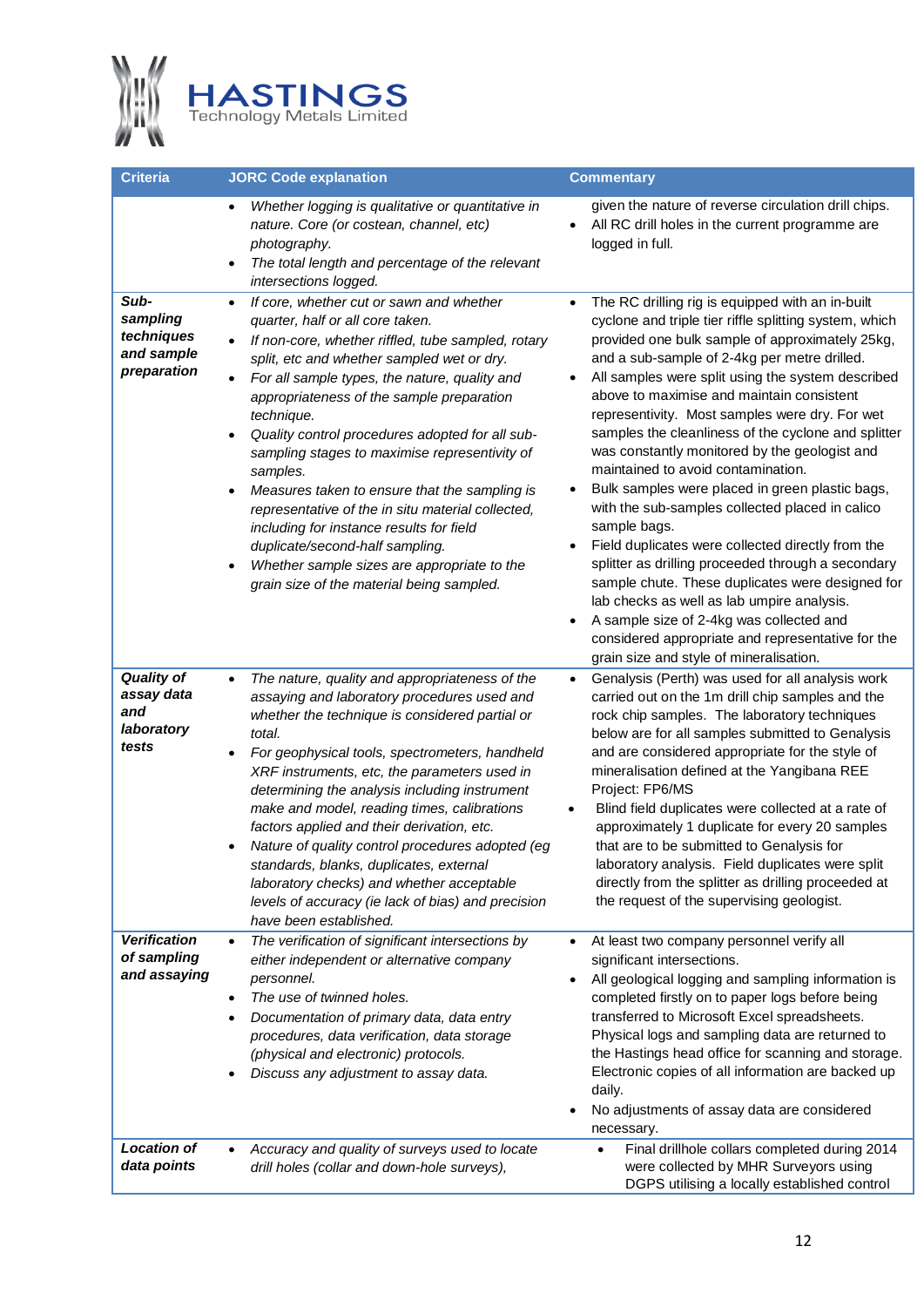| Criteria | JORC Code explanation | Commentary |
|---|---|---|
| | • *Whether logging is qualitative or quantitative in nature. Core (or costean, channel, etc) photography.*<br>• *The total length and percentage of the relevant intersections logged.* | given the nature of reverse circulation drill chips.<br>• All RC drill holes in the current programme are logged in full. |
| ***Sub-sampling techniques and sample preparation*** | • *If core, whether cut or sawn and whether quarter, half or all core taken.*<br>• *If non-core, whether riffled, tube sampled, rotary split, etc and whether sampled wet or dry.*<br>• *For all sample types, the nature, quality and appropriateness of the sample preparation technique.*<br>• *Quality control procedures adopted for all sub-sampling stages to maximise representivity of samples.*<br>• *Measures taken to ensure that the sampling is representative of the in situ material collected, including for instance results for field duplicate/second-half sampling.*<br>• *Whether sample sizes are appropriate to the grain size of the material being sampled.* | • The RC drilling rig is equipped with an in-built cyclone and triple tier riffle splitting system, which provided one bulk sample of approximately 25kg, and a sub-sample of 2-4kg per metre drilled.<br>• All samples were split using the system described above to maximise and maintain consistent representivity. Most samples were dry. For wet samples the cleanliness of the cyclone and splitter was constantly monitored by the geologist and maintained to avoid contamination.<br>• Bulk samples were placed in green plastic bags, with the sub-samples collected placed in calico sample bags.<br>• Field duplicates were collected directly from the splitter as drilling proceeded through a secondary sample chute. These duplicates were designed for lab checks as well as lab umpire analysis.<br>• A sample size of 2-4kg was collected and considered appropriate and representative for the grain size and style of mineralisation. |
| ***Quality of assay data and laboratory tests*** | • *The nature, quality and appropriateness of the assaying and laboratory procedures used and whether the technique is considered partial or total.*<br>• *For geophysical tools, spectrometers, handheld XRF instruments, etc, the parameters used in determining the analysis including instrument make and model, reading times, calibrations factors applied and their derivation, etc.*<br>• *Nature of quality control procedures adopted (eg standards, blanks, duplicates, external laboratory checks) and whether acceptable levels of accuracy (ie lack of bias) and precision have been established.* | • Genalysis (Perth) was used for all analysis work carried out on the 1m drill chip samples and the rock chip samples. The lab techniques below are for all samples submitted to Genalysis and are considered appropriate for the style of mineralisation defined at the Yangibana REE Project: FP6/MS<br>• Blind field duplicates were collected at a rate of approximately 1 duplicate for every 20 samples that are to be submitted to Genalysis for laboratory analysis. Field duplicates were split directly from the splitter as drilling proceeded at the request of the supervising geologist. |
| ***Verification of sampling and assaying*** | • *The verification of significant intersections by either independent or alternative company personnel.*<br>• *The use of twinned holes.*<br>• *Documentation of primary data, data entry procedures, data verification, data storage (physical and electronic) protocols.*<br>• *Discuss any adjustment to assay data.* | • At least two company personnel verify all significant intersections.<br>• All geological logging and sampling information is completed firstly on to paper logs before being transferred to Microsoft Excel spreadsheets. Physical logs and sampling data are returned to the Hastings head office for scanning and storage. Electronic copies of all information are backed up daily.<br>• No adjustments of assay data are considered necessary. |
| ***Location of data points*** | • *Accuracy and quality of surveys used to locate drill holes (collar and down-hole surveys),* | • Final drillhole collars completed during 2014 were collected by MHR Surveyors using DGPS utilising a locally established control |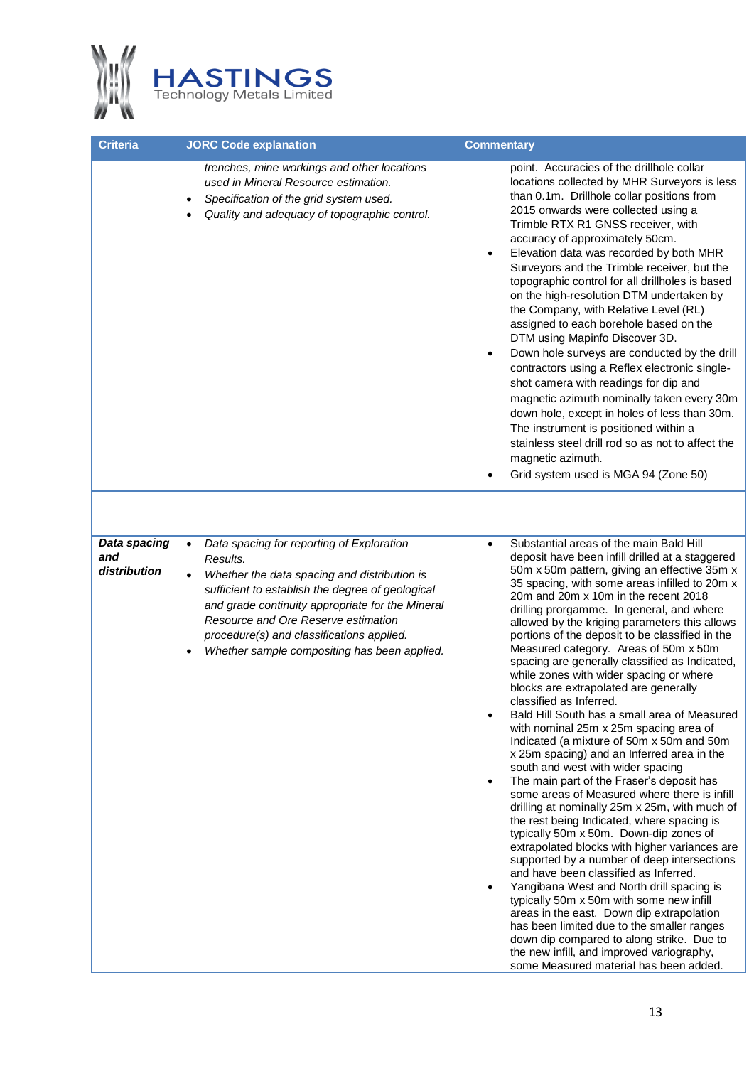| Criteria | JORC Code explanation | Commentary |
|---|---|---|
| | *trenches, mine workings and other locations used in Mineral Resource estimation.*<br>• *Specification of the grid system used.*<br>• *Quality and adequacy of topographic control.* | point. Accuracies of the drillhole collar locations collected by MHR Surveyors is less than 0.1m. Drillhole collar positions from 2015 onwards were collected using a Trimble RTX R1 GNSS receiver, with accuracy of approximately 50cm.<br>• Elevation data was recorded by both MHR Surveyors and the Trimble receiver, but the topographic control for all drillholes is based on the high-resolution DTM undertaken by the Company, with Relative Level (RL) assigned to each borehole based on the DTM using Mapinfo Discover 3D.<br>• Down hole surveys are conducted by the drill contractors using a Reflex electronic single-shot camera with readings for dip and magnetic azimuth nominally taken every 30m down hole, except in holes of less than 30m. The instrument is positioned within a stainless steel drill rod so as not to affect the magnetic azimuth.<br>• Grid system used is MGA 94 (Zone 50) |
| | | |
| ***Data spacing and distribution*** | • *Data spacing for reporting of Exploration Results.*<br>• *Whether the data spacing and distribution is sufficient to establish the degree of geological and grade continuity appropriate for the Mineral Resource and Ore Reserve estimation procedure(s) and classifications applied.*<br>• *Whether sample compositing has been applied.* | • Substantial areas of the main Bald Hill deposit have been infill drilled at a staggered 50m x 50m pattern, giving an effective 35m x 35 spacing, with some areas infilled to 20m x 20m and 20m x 10m in the recent 2018 drilling prorgamme. In general, and where allowed by the kriging parameters this allows portions of the deposit to be classified in the Measured category. Areas of 50m x 50m spacing are generally classified as Indicated, while zones with wider spacing or where blocks are extrapolated are generally classified as Inferred.<br>• Bald Hill South has a small area of Measured with nominal 25m x 25m spacing area of Indicated (a mixture of 50m x 50m and 50m x 25m spacing) and an Inferred area in the south and west with wider spacing<br>• The main part of the Fraser's deposit has some areas of Measured where there is infill drilling at nominally 25m x 25m, with much of the rest being Indicated, where spacing is typically 50m x 50m. Down-dip zones of extrapolated blocks with higher variances are supported by a number of deep intersections and have been classified as Inferred.<br>• Yangibana West and North drill spacing is typically 50m x 50m with some new infill areas in the east. Down dip extrapolation has been limited due to the smaller ranges down dip compared to along strike. Due to the new infill, and improved variography, some Measured material has been added. |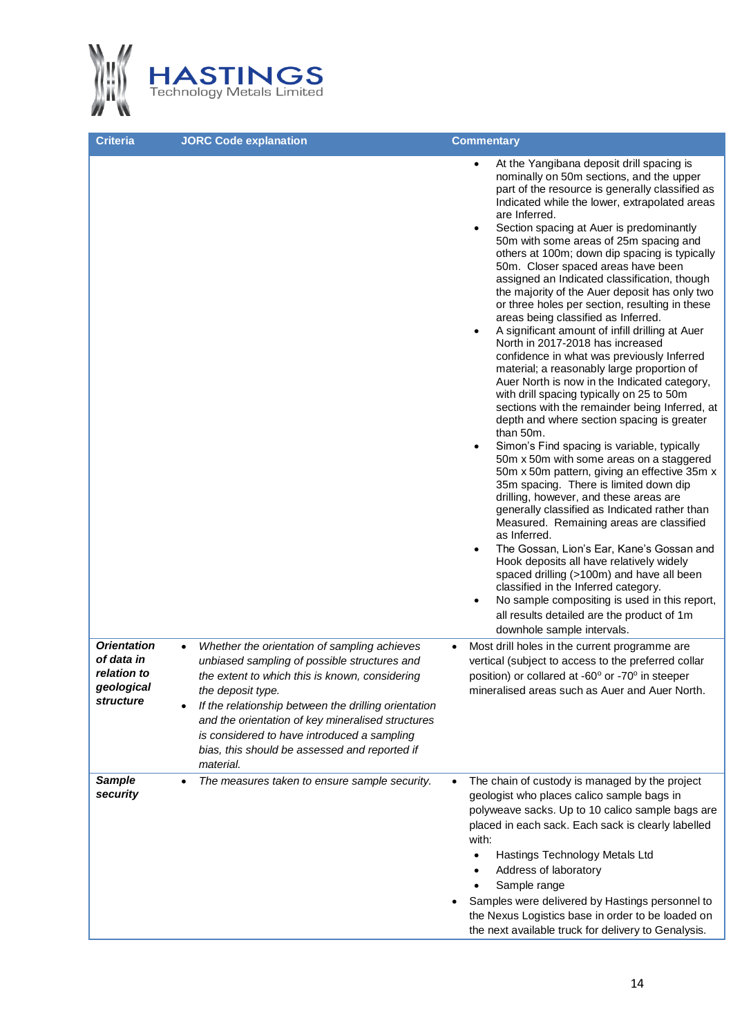| Criteria | JORC Code explanation | Commentary |
|---|---|---|
| | | • At the Yangibana deposit drill spacing is nominally on 50m sections, and the upper part of the resource is generally classified as Indicated while the lower, extrapolated areas are Inferred.<br>• Section spacing at Auer is predominantly 50m with some areas of 25m spacing and others at 100m; down dip spacing is typically 50m. Closer spaced areas have been assigned an Indicated classification, though the majority of the Auer deposit has only two or three holes per section, resulting in these areas being classified as Inferred.<br>• A significant amount of infill drilling at Auer North in 2017-2018 has increased confidence in what was previously Inferred material; a reasonably large proportion of Auer North is now in the Indicated category, with drill spacing typically on 25 to 50m sections with the remainder being Inferred, at depth and where section spacing is greater than 50m.<br>• Simon's Find spacing is variable, typically 50m x 50m with some areas on a staggered 50m x 50m pattern, giving an effective 35m x 35m spacing. There is limited down dip drilling, however, and these areas are generally classified as Indicated rather than Measured. Remaining areas are classified as Inferred.<br>• The Gossan, Lion's Ear, Kane's Gossan and Hook deposits all have relatively widely spaced drilling (>100m) and have all been classified in the Inferred category.<br>• No sample compositing is used in this report, all results detailed are the product of 1m downhole sample intervals. |
| ***Orientation of data in relation to geological structure*** | • *Whether the orientation of sampling achieves unbiased sampling of possible structures and the extent to which this is known, considering the deposit type.*<br>• *If the relationship between the drilling orientation and the orientation of key mineralised structures is considered to have introduced a sampling bias, this should be assessed and reported if material.* | • Most drill holes in the current programme are vertical (subject to access to the preferred collar position) or collared at -60° or -70° in steeper mineralised areas such as Auer and Auer North. |
| ***Sample security*** | • *The measures taken to ensure sample security.* | • The chain of custody is managed by the project geologist who places calico sample bags in polyweave sacks. Up to 10 calico sample bags are placed in each sack. Each sack is clearly labelled with:<br>&nbsp;&nbsp;• Hastings Technology Metals Ltd<br>&nbsp;&nbsp;• Address of laboratory<br>&nbsp;&nbsp;• Sample range<br>• Samples were delivered by Hastings personnel to the Nexus Logistics base in order to be loaded on the next available truck for delivery to Genalysis. |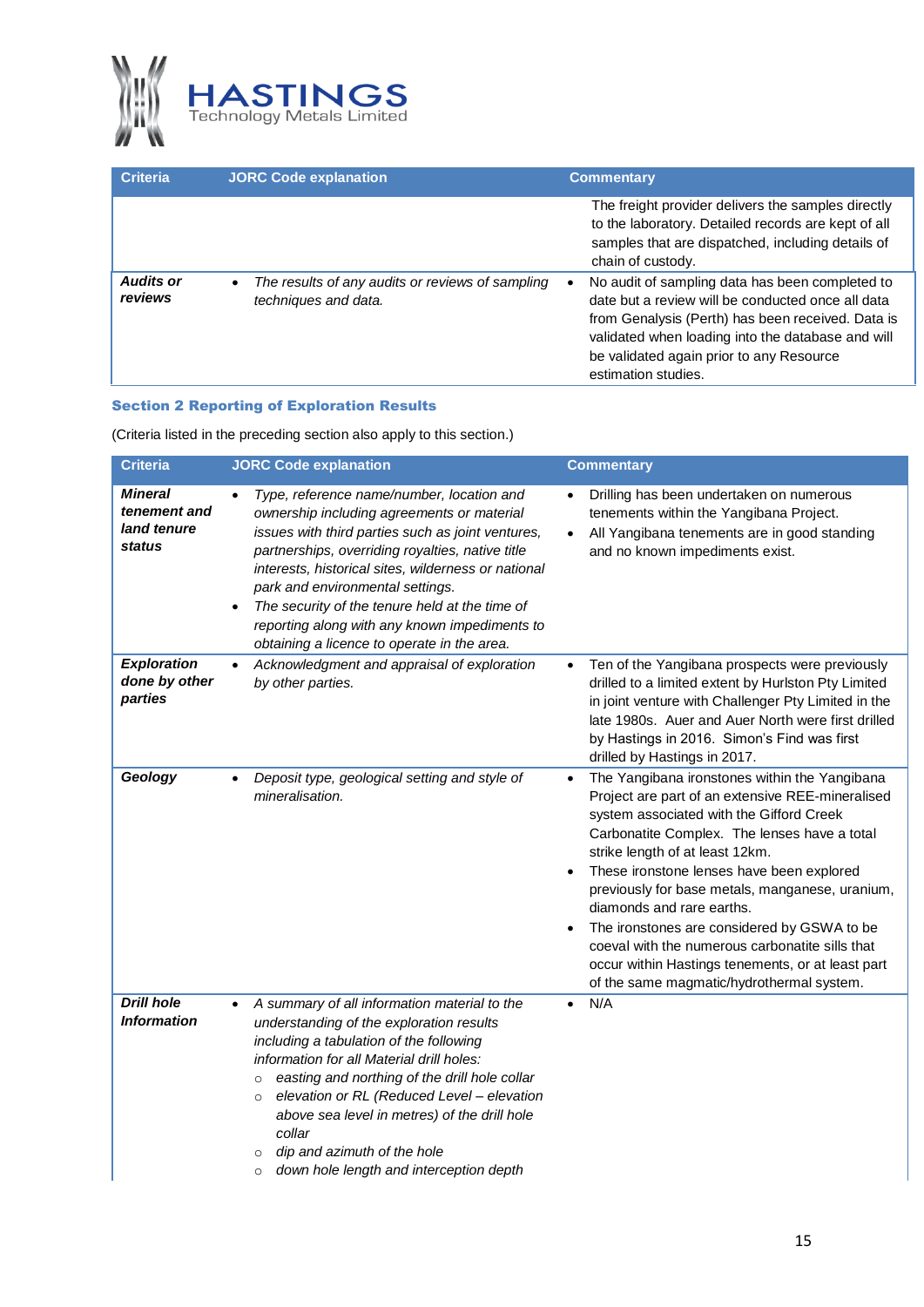| Criteria | JORC Code explanation | Commentary |
|---|---|---|
| | | The freight provider delivers the samples directly to the laboratory. Detailed records are kept of all samples that are dispatched, including details of chain of custody. |
| ***Audits or reviews*** | • *The results of any audits or reviews of sampling techniques and data.* | • No audit of sampling data has been completed to date but a review will be conducted once all data from Genalysis (Perth) has been received. Data is validated when loading into the database and will be validated again prior to any Resource estimation studies. |

### Section 2 Reporting of Exploration Results

(Criteria listed in the preceding section also apply to this section.)

| Criteria | JORC Code explanation | Commentary |
|---|---|---|
| ***Mineral tenement and land tenure status*** | • *Type, reference name/number, location and ownership including agreements or material issues with third parties such as joint ventures, partnerships, overriding royalties, native title interests, historical sites, wilderness or national park and environmental settings.*<br>• *The security of the tenure held at the time of reporting along with any known impediments to obtaining a licence to operate in the area.* | • Drilling has been undertaken on numerous tenements within the Yangibana Project.<br>• All Yangibana tenements are in good standing and no known impediments exist. |
| ***Exploration done by other parties*** | • *Acknowledgment and appraisal of exploration by other parties.* | • Ten of the Yangibana prospects were previously drilled to a limited extent by Hurlston Pty Limited in joint venture with Challenger Pty Limited in the late 1980s. Auer and Auer North were first drilled by Hastings in 2016. Simon's Find was first drilled by Hastings in 2017. |
| ***Geology*** | • *Deposit type, geological setting and style of mineralisation.* | • The Yangibana ironstones within the Yangibana Project are part of an extensive REE-mineralised system associated with the Gifford Creek Carbonatite Complex. The lenses have a total strike length of at least 12km.<br>• These ironstone lenses have been explored previously for base metals, manganese, uranium, diamonds and rare earths.<br>• The ironstones are considered by GSWA to be coeval with the numerous carbonatite sills that occur within Hastings tenements, or at least part of the same magmatic/hydrothermal system. |
| ***Drill hole Information*** | • *A summary of all information material to the understanding of the exploration results including a tabulation of the following information for all Material drill holes:*<br>&nbsp;&nbsp;○ *easting and northing of the drill hole collar*<br>&nbsp;&nbsp;○ *elevation or RL (Reduced Level – elevation above sea level in metres) of the drill hole collar*<br>&nbsp;&nbsp;○ *dip and azimuth of the hole*<br>&nbsp;&nbsp;○ *down hole length and interception depth* | • N/A |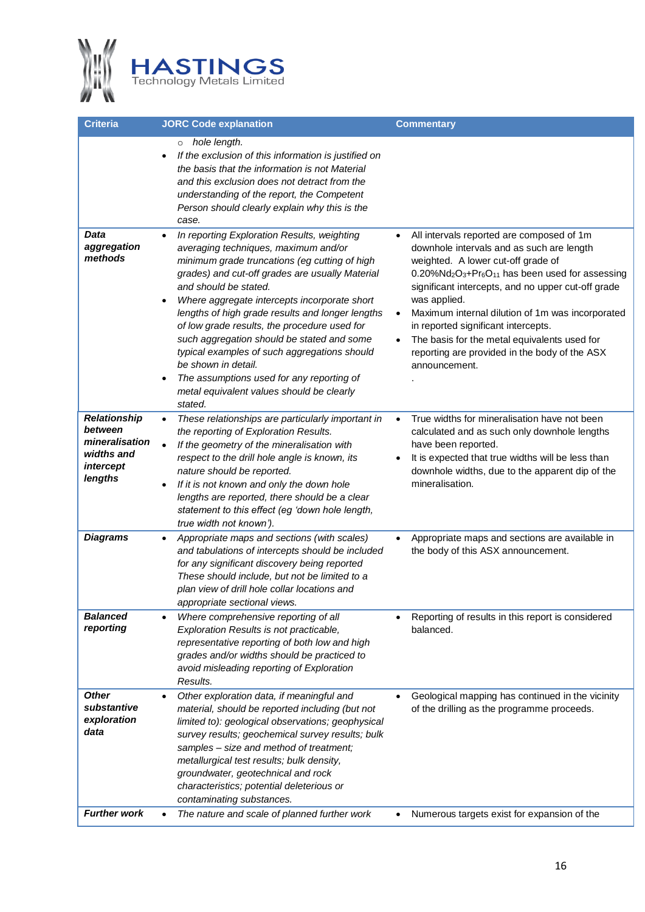| Criteria | JORC Code explanation | Commentary |
|---|---|---|
| | ○ *hole length.*<br>• *If the exclusion of this information is justified on the basis that the information is not Material and this exclusion does not detract from the understanding of the report, the Competent Person should clearly explain why this is the case.* | |
| ***Data aggregation methods*** | • *In reporting Exploration Results, weighting averaging techniques, maximum and/or minimum grade truncations (eg cutting of high grades) and cut-off grades are usually Material and should be stated.*<br>• *Where aggregate intercepts incorporate short lengths of high grade results and longer lengths of low grade results, the procedure used for such aggregation should be stated and some typical examples of such aggregations should be shown in detail.*<br>• *The assumptions used for any reporting of metal equivalent values should be clearly stated.* | • All intervals reported are composed of 1m downhole intervals and as such are length weighted. A lower cut-off grade of 0.20%$Nd_2O_3$+$Pr_6O_{11}$ has been used for assessing significant intercepts, and no upper cut-off grade was applied.<br>• Maximum internal dilution of 1m was incorporated in reported significant intercepts.<br>• The basis for the metal equivalents used for reporting are provided in the body of the ASX announcement.<br>. |
| ***Relationship between mineralisation widths and intercept lengths*** | • *These relationships are particularly important in the reporting of Exploration Results.*<br>• *If the geometry of the mineralisation with respect to the drill hole angle is known, its nature should be reported.*<br>• *If it is not known and only the down hole lengths are reported, there should be a clear statement to this effect (eg 'down hole length, true width not known').* | • True widths for mineralisation have not been calculated and as such only downhole lengths have been reported.<br>• It is expected that true widths will be less than downhole widths, due to the apparent dip of the mineralisation. |
| ***Diagrams*** | • *Appropriate maps and sections (with scales) and tabulations of intercepts should be included for any significant discovery being reported These should include, but not be limited to a plan view of drill hole collar locations and appropriate sectional views.* | • Appropriate maps and sections are available in the body of this ASX announcement. |
| ***Balanced reporting*** | • *Where comprehensive reporting of all Exploration Results is not practicable, representative reporting of both low and high grades and/or widths should be practiced to avoid misleading reporting of Exploration Results.* | • Reporting of results in this report is considered balanced. |
| ***Other substantive exploration data*** | • *Other exploration data, if meaningful and material, should be reported including (but not limited to): geological observations; geophysical survey results; geochemical survey results; bulk samples – size and method of treatment; metallurgical test results; bulk density, groundwater, geotechnical and rock characteristics; potential deleterious or contaminating substances.* | • Geological mapping has continued in the vicinity of the drilling as the programme proceeds. |
| ***Further work*** | • *The nature and scale of planned further work* | • Numerous targets exist for expansion of the |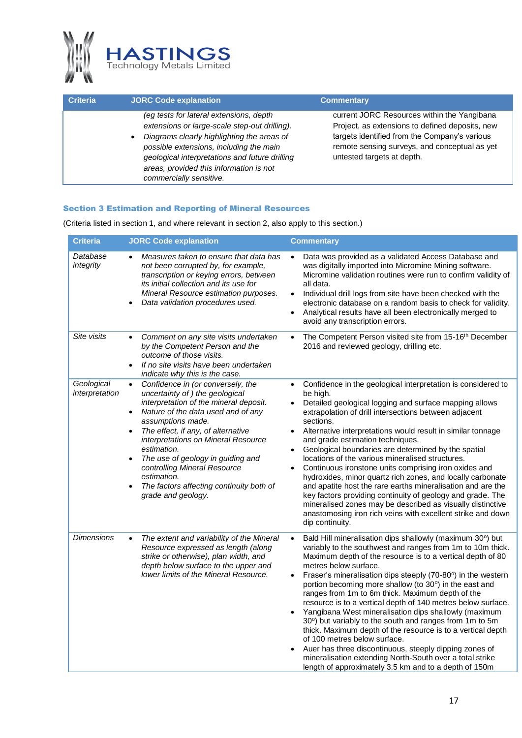| Criteria | JORC Code explanation | Commentary |
|---|---|---|
| | *(eg tests for lateral extensions, depth extensions or large-scale step-out drilling).* <br> • *Diagrams clearly highlighting the areas of possible extensions, including the main geological interpretations and future drilling areas, provided this information is not commercially sensitive.* | current JORC Resources within the Yangibana Project, as extensions to defined deposits, new targets identified from the Company's various remote sensing surveys, and conceptual as yet untested targets at depth. |

### Section 3 Estimation and Reporting of Mineral Resources

(Criteria listed in section 1, and where relevant in section 2, also apply to this section.)

| Criteria | JORC Code explanation | Commentary |
|---|---|---|
| *Database integrity* | • *Measures taken to ensure that data has not been corrupted by, for example, transcription or keying errors, between its initial collection and its use for Mineral Resource estimation purposes.* <br> • *Data validation procedures used.* | • Data was provided as a validated Access Database and was digitally imported into Micromine Mining software. Micromine validation routines were run to confirm validity of all data. <br> • Individual drill logs from site have been checked with the electronic database on a random basis to check for validity. <br> • Analytical results have all been electronically merged to avoid any transcription errors. |
| *Site visits* | • *Comment on any site visits undertaken by the Competent Person and the outcome of those visits.* <br> • *If no site visits have been undertaken indicate why this is the case.* | • The Competent Person visited site from 15-16th December 2016 and reviewed geology, drilling etc. |
| *Geological interpretation* | • *Confidence in (or conversely, the uncertainty of ) the geological interpretation of the mineral deposit.* <br> • *Nature of the data used and of any assumptions made.* <br> • *The effect, if any, of alternative interpretations on Mineral Resource estimation.* <br> • *The use of geology in guiding and controlling Mineral Resource estimation.* <br> • *The factors affecting continuity both of grade and geology.* | • Confidence in the geological interpretation is considered to be high. <br> • Detailed geological logging and surface mapping allows extrapolation of drill intersections between adjacent sections. <br> • Alternative interpretations would result in similar tonnage and grade estimation techniques. <br> • Geological boundaries are determined by the spatial locations of the various mineralised structures. <br> • Continuous ironstone units comprising iron oxides and hydroxides, minor quartz rich zones, and locally carbonate and apatite host the rare earths mineralisation and are the key factors providing continuity of geology and grade. The mineralised zones may be described as visually distinctive anastomosing iron rich veins with excellent strike and down dip continuity. |
| *Dimensions* | • *The extent and variability of the Mineral Resource expressed as length (along strike or otherwise), plan width, and depth below surface to the upper and lower limits of the Mineral Resource.* | • Bald Hill mineralisation dips shallowly (maximum 30°) but variably to the southwest and ranges from 1m to 10m thick. Maximum depth of the resource is to a vertical depth of 80 metres below surface. <br> • Fraser's mineralisation dips steeply (70-80°) in the western portion becoming more shallow (to 30°) in the east and ranges from 1m to 6m thick. Maximum depth of the resource is to a vertical depth of 140 metres below surface. <br> • Yangibana West mineralisation dips shallowly (maximum 30°) but variably to the south and ranges from 1m to 5m thick. Maximum depth of the resource is to a vertical depth of 100 metres below surface. <br> • Auer has three discontinuous, steeply dipping zones of mineralisation extending North-South over a total strike length of approximately 3.5 km and to a depth of 150m |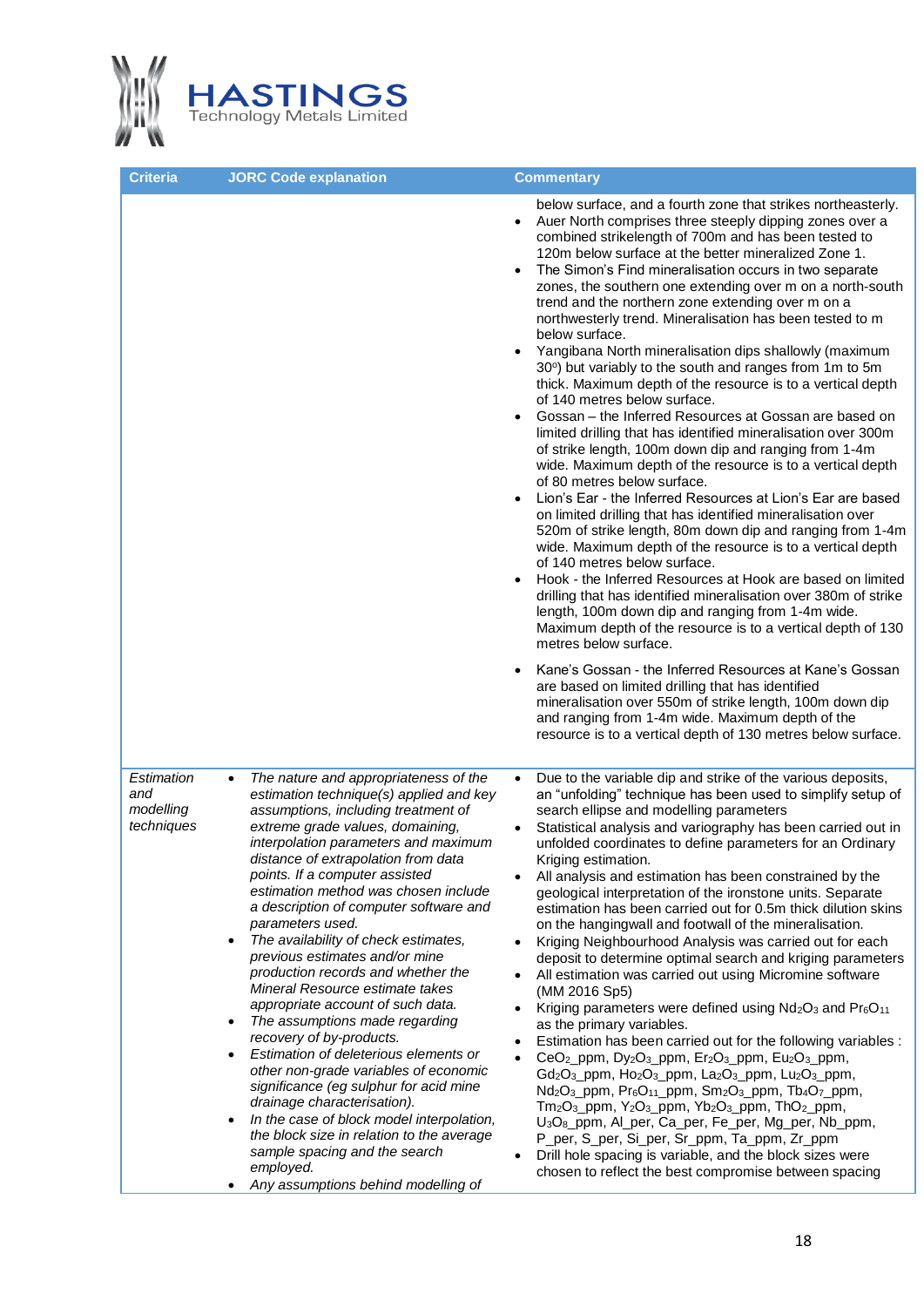| Criteria | JORC Code explanation | Commentary |
|---|---|---|
| | | below surface, and a fourth zone that strikes northeasterly.<br>• Auer North comprises three steeply dipping zones over a combined strikelength of 700m and has been tested to 120m below surface at the better mineralized Zone 1.<br>• The Simon's Find mineralisation occurs in two separate zones, the southern one extending over m on a north-south trend and the northern zone extending over m on a northwesterly trend. Mineralisation has been tested to m below surface.<br>• Yangibana North mineralisation dips shallowly (maximum 30º) but variably to the south and ranges from 1m to 5m thick. Maximum depth of the resource is to a vertical depth of 140 metres below surface.<br>• Gossan – the Inferred Resources at Gossan are based on limited drilling that has identified mineralisation over 300m of strike length, 100m down dip and ranging from 1-4m wide. Maximum depth of the resource is to a vertical depth of 80 metres below surface.<br>• Lion's Ear - the Inferred Resources at Lion's Ear are based on limited drilling that has identified mineralisation over 520m of strike length, 80m down dip and ranging from 1-4m wide. Maximum depth of the resource is to a vertical depth of 140 metres below surface.<br>• Hook - the Inferred Resources at Hook are based on limited drilling that has identified mineralisation over 380m of strike length, 100m down dip and ranging from 1-4m wide. Maximum depth of the resource is to a vertical depth of 130 metres below surface.<br>• Kane's Gossan - the Inferred Resources at Kane's Gossan are based on limited drilling that has identified mineralisation over 550m of strike length, 100m down dip and ranging from 1-4m wide. Maximum depth of the resource is to a vertical depth of 130 metres below surface. |
| *Estimation and modelling techniques* | • *The nature and appropriateness of the estimation technique(s) applied and key assumptions, including treatment of extreme grade values, domaining, interpolation parameters and maximum distance of extrapolation from data points. If a computer assisted estimation method was chosen include a description of computer software and parameters used.*<br>• *The availability of check estimates, previous estimates and/or mine production records and whether the Mineral Resource estimate takes appropriate account of such data.*<br>• *The assumptions made regarding recovery of by-products.*<br>• *Estimation of deleterious elements or other non-grade variables of economic significance (eg sulphur for acid mine drainage characterisation).*<br>• *In the case of block model interpolation, the block size in relation to the average sample spacing and the search employed.*<br>• *Any assumptions behind modelling of* | • Due to the variable dip and strike of the various deposits, an "unfolding" technique has been used to simplify setup of search ellipse and modelling parameters<br>• Statistical analysis and variography has been carried out in unfolded coordinates to define parameters for an Ordinary Kriging estimation.<br>• All analysis and estimation has been constrained by the geological interpretation of the ironstone units. Separate estimation has been carried out for 0.5m thick dilution skins on the hangingwall and footwall of the mineralisation.<br>• Kriging Neighbourhood Analysis was carried out for each deposit to determine optimal search and kriging parameters<br>• All estimation was carried out using Micromine software (MM 2016 Sp5)<br>• Kriging parameters were defined using $Nd_2O_3$ and $Pr_6O_{11}$ as the primary variables.<br>• Estimation has been carried out for the following variables :<br>• $CeO_2$_ppm, $Dy_2O_3$_ppm, $Er_2O_3$_ppm, $Eu_2O_3$_ppm, $Gd_2O_3$_ppm, $Ho_2O_3$_ppm, $La_2O_3$_ppm, $Lu_2O_3$_ppm, $Nd_2O_3$_ppm, $Pr_6O_{11}$_ppm, $Sm_2O_3$_ppm, $Tb_4O_7$_ppm, $Tm_2O_3$_ppm, $Y_2O_3$_ppm, $Yb_2O_3$_ppm, $ThO_2$_ppm, $U_3O_8$_ppm, Al_per, Ca_per, Fe_per, Mg_per, Nb_ppm, P_per, S_per, Si_per, Sr_ppm, Ta_ppm, Zr_ppm<br>• Drill hole spacing is variable, and the block sizes were chosen to reflect the best compromise between spacing |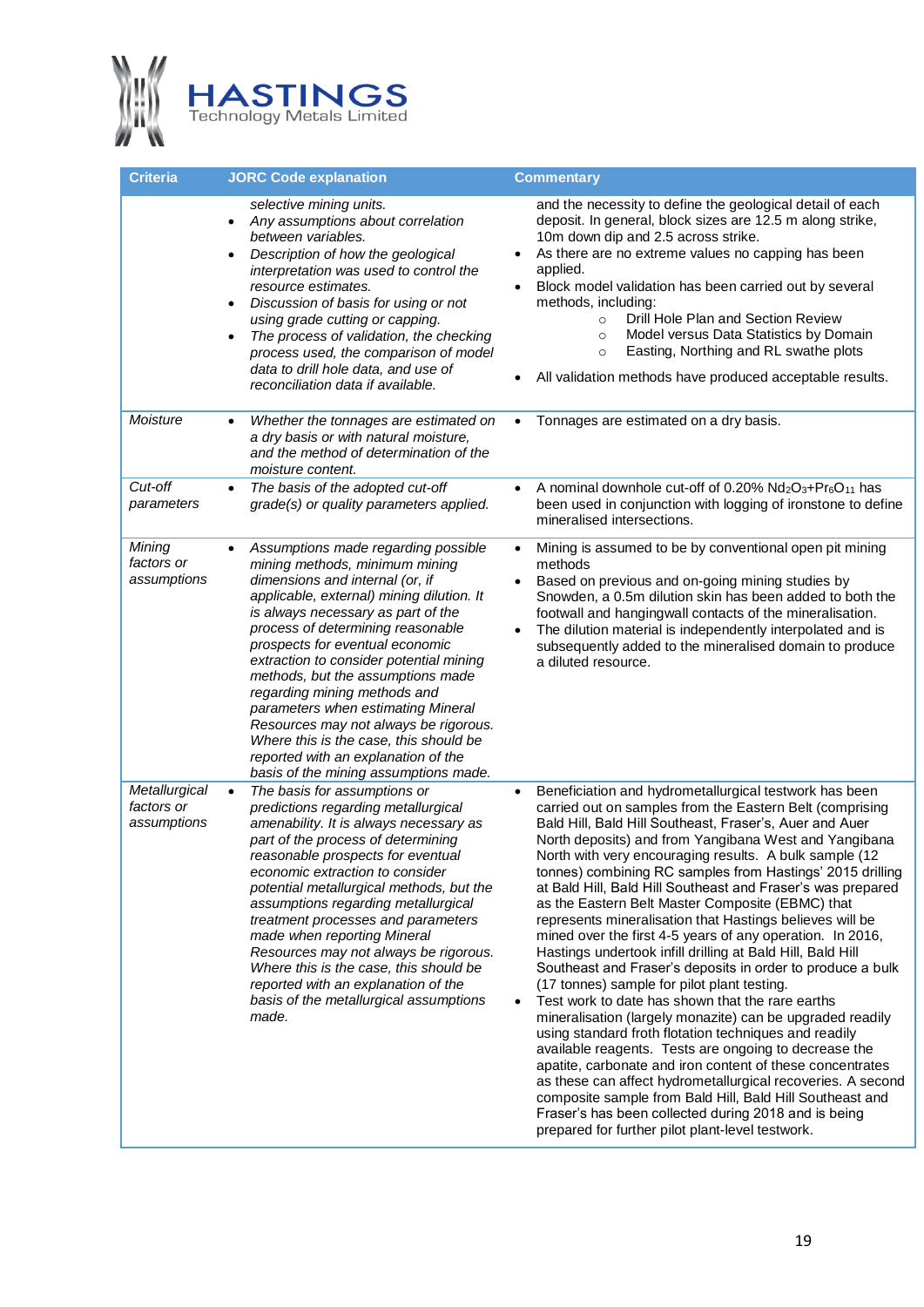| Criteria | JORC Code explanation | Commentary |
|---|---|---|
| | *selective mining units.*<br>• *Any assumptions about correlation between variables.*<br>• *Description of how the geological interpretation was used to control the resource estimates.*<br>• *Discussion of basis for using or not using grade cutting or capping.*<br>• *The process of validation, the checking process used, the comparison of model data to drill hole data, and use of reconciliation data if available.* | and the necessity to define the geological detail of each deposit. In general, block sizes are 12.5 m along strike, 10m down dip and 2.5 across strike.<br>• As there are no extreme values no capping has been applied.<br>• Block model validation has been carried out by several methods, including:<br>  ○ Drill Hole Plan and Section Review<br>  ○ Model versus Data Statistics by Domain<br>  ○ Easting, Northing and RL swathe plots<br>• All validation methods have produced acceptable results. |
| *Moisture* | • *Whether the tonnages are estimated on a dry basis or with natural moisture, and the method of determination of the moisture content.* | • Tonnages are estimated on a dry basis. |
| *Cut-off parameters* | • *The basis of the adopted cut-off grade(s) or quality parameters applied.* | • A nominal downhole cut-off of 0.20% $Nd_2O_3$+$Pr_6O_{11}$ has been used in conjunction with logging of ironstone to define mineralised intersections. |
| *Mining factors or assumptions* | • *Assumptions made regarding possible mining methods, minimum mining dimensions and internal (or, if applicable, external) mining dilution. It is always necessary as part of the process of determining reasonable prospects for eventual economic extraction to consider potential mining methods, but the assumptions made regarding mining methods and parameters when estimating Mineral Resources may not always be rigorous. Where this is the case, this should be reported with an explanation of the basis of the mining assumptions made.* | • Mining is assumed to be by conventional open pit mining methods<br>• Based on previous and on-going mining studies by Snowden, a 0.5m dilution skin has been added to both the footwall and hangingwall contacts of the mineralisation.<br>• The dilution material is independently interpolated and is subsequently added to the mineralised domain to produce a diluted resource. |
| *Metallurgical factors or assumptions* | • *The basis for assumptions or predictions regarding metallurgical amenability. It is always necessary as part of the process of determining reasonable prospects for eventual economic extraction to consider potential metallurgical methods, but the assumptions regarding metallurgical treatment processes and parameters made when reporting Mineral Resources may not always be rigorous. Where this is the case, this should be reported with an explanation of the basis of the metallurgical assumptions made.* | • Beneficiation and hydrometallurgical testwork has been carried out on samples from the Eastern Belt (comprising Bald Hill, Bald Hill Southeast, Fraser's, Auer and Auer North deposits) and from Yangibana West and Yangibana North with very encouraging results. A bulk sample (12 tonnes) combining RC samples from Hastings' 2015 drilling at Bald Hill, Bald Hill Southeast and Fraser's was prepared as the Eastern Belt Master Composite (EBMC) that represents mineralisation that Hastings believes will be mined over the first 4-5 years of any operation. In 2016, Hastings undertook infill drilling at Bald Hill, Bald Hill Southeast and Fraser's deposits in order to produce a bulk (17 tonnes) sample for pilot plant testing.<br>• Test work to date has shown that the rare earths mineralisation (largely monazite) can be upgraded readily using standard froth flotation techniques and readily available reagents. Tests are ongoing to decrease the apatite, carbonate and iron content of these concentrates as these can affect hydrometallurgical recoveries. A second composite sample from Bald Hill, Bald Hill Southeast and Fraser's has been collected during 2018 and is being prepared for further pilot plant-level testwork. |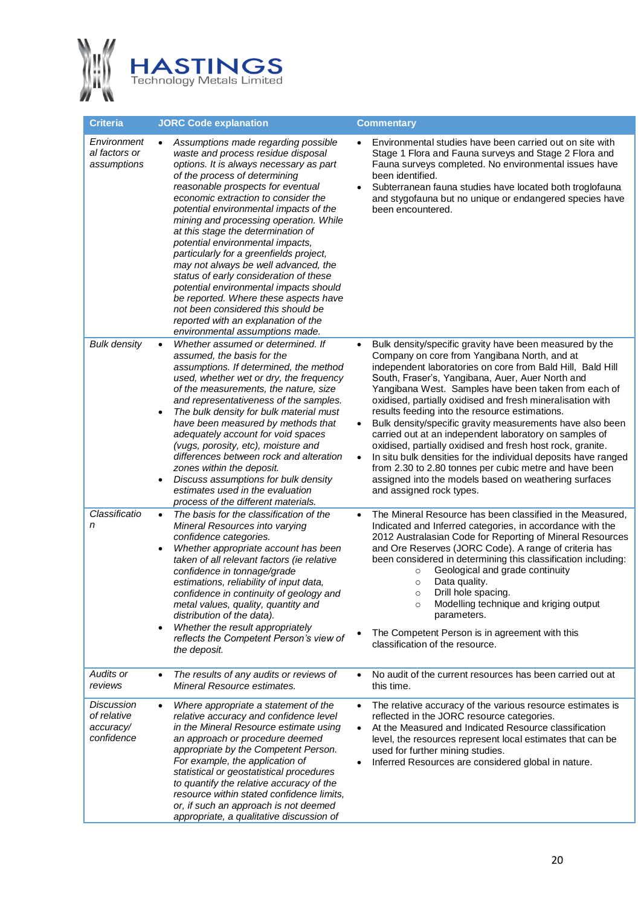| Criteria | JORC Code explanation | Commentary |
|---|---|---|
| *Environmental factors or assumptions* | • *Assumptions made regarding possible waste and process residue disposal options. It is always necessary as part of the process of determining reasonable prospects for eventual economic extraction to consider the potential environmental impacts of the mining and processing operation. While at this stage the determination of potential environmental impacts, particularly for a greenfields project, may not always be well advanced, the status of early consideration of these potential environmental impacts should be reported. Where these aspects have not been considered this should be reported with an explanation of the environmental assumptions made.* | • Environmental studies have been carried out on site with Stage 1 Flora and Fauna surveys and Stage 2 Flora and Fauna surveys completed. No environmental issues have been identified.<br>• Subterranean fauna studies have located both troglofauna and stygofauna but no unique or endangered species have been encountered. |
| *Bulk density* | • *Whether assumed or determined. If assumed, the basis for the assumptions. If determined, the method used, whether wet or dry, the frequency of the measurements, the nature, size and representativeness of the samples.*<br>• *The bulk density for bulk material must have been measured by methods that adequately account for void spaces (vugs, porosity, etc), moisture and differences between rock and alteration zones within the deposit.*<br>• *Discuss assumptions for bulk density estimates used in the evaluation process of the different materials.* | • Bulk density/specific gravity have been measured by the Company on core from Yangibana North, and at independent laboratories on core from Bald Hill, Bald Hill South, Fraser's, Yangibana, Auer, Auer North and Yangibana West. Samples have been taken from each of oxidised, partially oxidised and fresh mineralisation with results feeding into the resource estimations.<br>• Bulk density/specific gravity measurements have also been carried out at an independent laboratory on samples of oxidised, partially oxidised and fresh host rock, granite.<br>• In situ bulk densities for the individual deposits have ranged from 2.30 to 2.80 tonnes per cubic metre and have been assigned into the models based on weathering surfaces and assigned rock types. |
| *Classification* | • *The basis for the classification of the Mineral Resources into varying confidence categories.*<br>• *Whether appropriate account has been taken of all relevant factors (ie relative confidence in tonnage/grade estimations, reliability of input data, confidence in continuity of geology and metal values, quality, quantity and distribution of the data).*<br>• *Whether the result appropriately reflects the Competent Person's view of the deposit.* | • The Mineral Resource has been classified in the Measured, Indicated and Inferred categories, in accordance with the 2012 Australasian Code for Reporting of Mineral Resources and Ore Reserves (JORC Code). A range of criteria has been considered in determining this classification including:<br>  ○ Geological and grade continuity<br>  ○ Data quality.<br>  ○ Drill hole spacing.<br>  ○ Modelling technique and kriging output parameters.<br>• The Competent Person is in agreement with this classification of the resource. |
| *Audits or reviews* | • *The results of any audits or reviews of Mineral Resource estimates.* | • No audit of the current resources has been carried out at this time. |
| *Discussion of relative accuracy/ confidence* | • *Where appropriate a statement of the relative accuracy and confidence level in the Mineral Resource estimate using an approach or procedure deemed appropriate by the Competent Person. For example, the application of statistical or geostatistical procedures to quantify the relative accuracy of the resource within stated confidence limits, or, if such an approach is not deemed appropriate, a qualitative discussion of* | • The relative accuracy of the various resource estimates is reflected in the JORC resource categories.<br>• At the Measured and Indicated Resource classification level, the resources represent local estimates that can be used for further mining studies.<br>• Inferred Resources are considered global in nature. |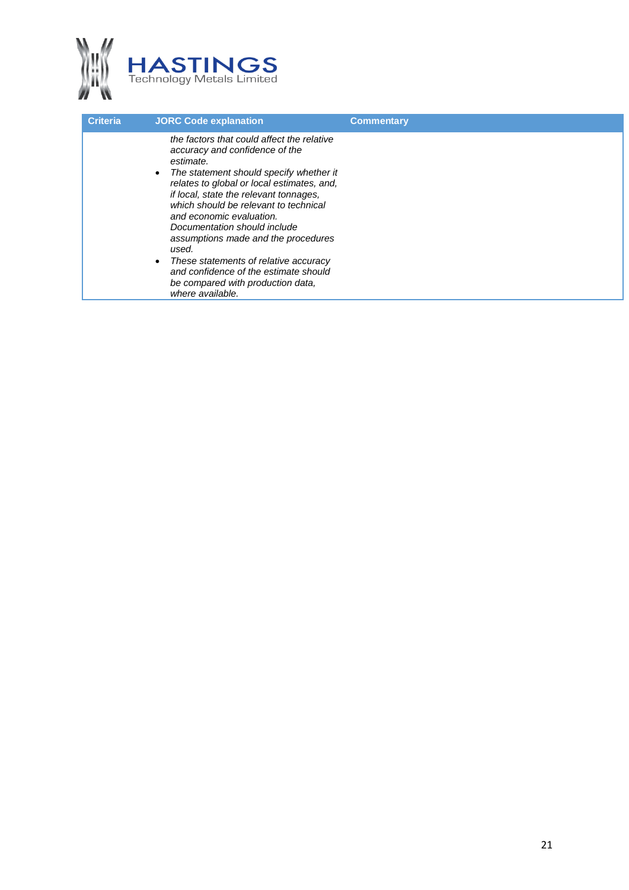| Criteria | JORC Code explanation | Commentary |
|---|---|---|
| | *the factors that could affect the relative accuracy and confidence of the estimate.*<br>• *The statement should specify whether it relates to global or local estimates, and, if local, state the relevant tonnages, which should be relevant to technical and economic evaluation. Documentation should include assumptions made and the procedures used.*<br>• *These statements of relative accuracy and confidence of the estimate should be compared with production data, where available.* | |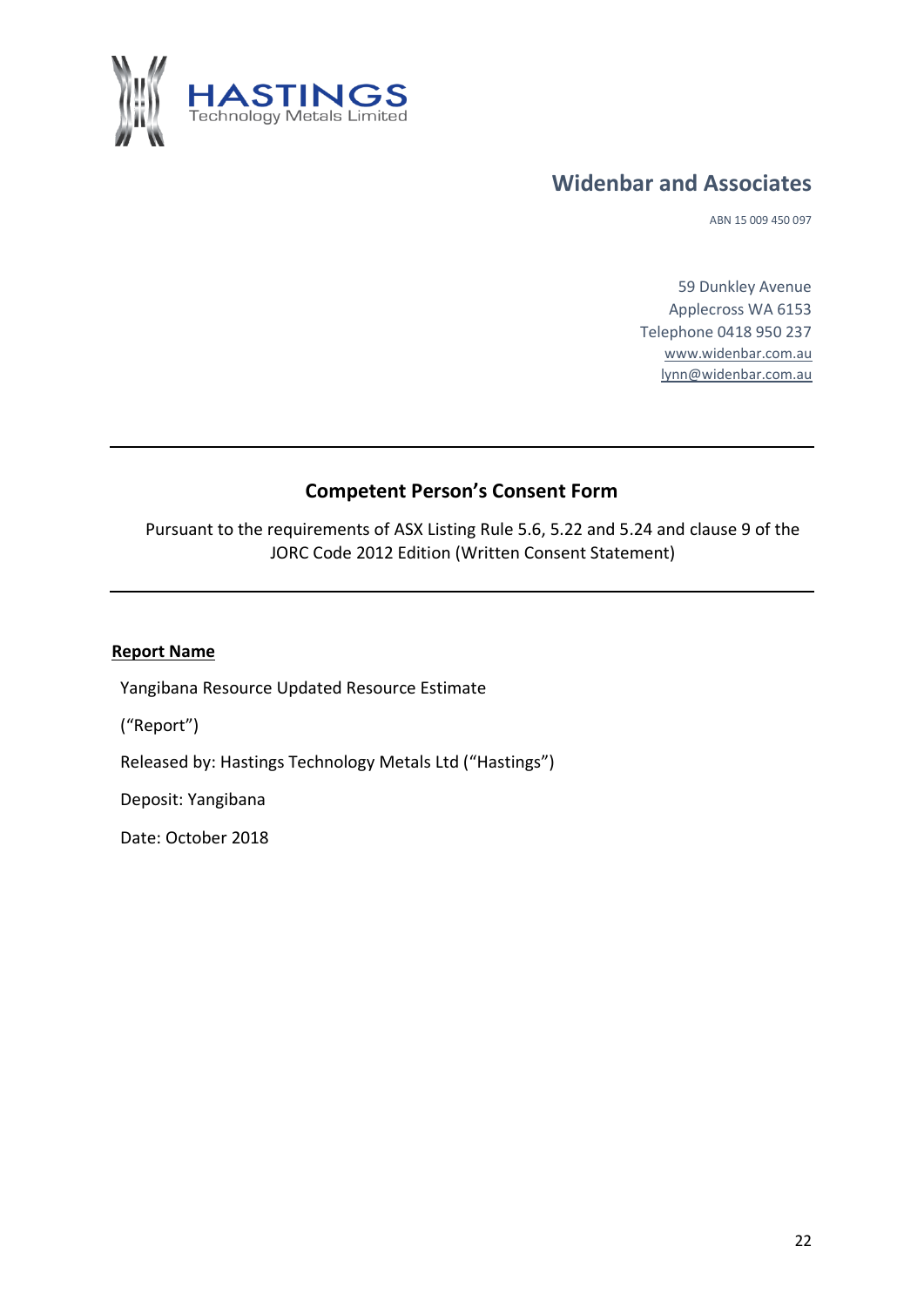HASTINGS
Technology Metals Limited

## Widenbar and Associates

ABN 15 009 450 097

59 Dunkley Avenue
Applecross WA 6153
Telephone 0418 950 237
www.widenbar.com.au
lynn@widenbar.com.au

---

## Competent Person's Consent Form

Pursuant to the requirements of ASX Listing Rule 5.6, 5.22 and 5.24 and clause 9 of the JORC Code 2012 Edition (Written Consent Statement)

---

**Report Name**

Yangibana Resource Updated Resource Estimate

("Report")

Released by: Hastings Technology Metals Ltd ("Hastings")

Deposit: Yangibana

Date: October 2018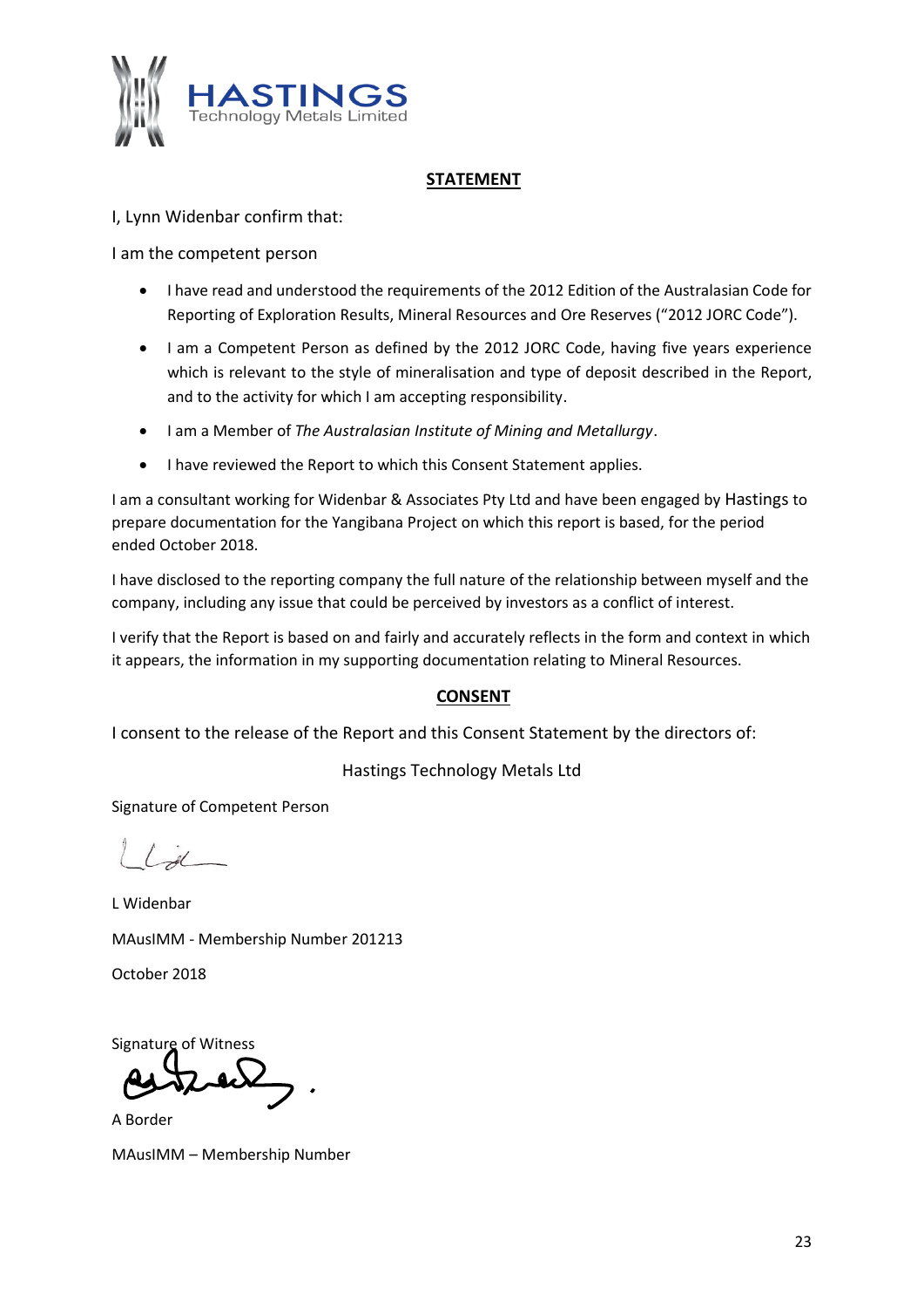## STATEMENT

I, Lynn Widenbar confirm that:

I am the competent person

- I have read and understood the requirements of the 2012 Edition of the Australasian Code for Reporting of Exploration Results, Mineral Resources and Ore Reserves ("2012 JORC Code").
- I am a Competent Person as defined by the 2012 JORC Code, having five years experience which is relevant to the style of mineralisation and type of deposit described in the Report, and to the activity for which I am accepting responsibility.
- I am a Member of *The Australasian Institute of Mining and Metallurgy*.
- I have reviewed the Report to which this Consent Statement applies.

I am a consultant working for Widenbar & Associates Pty Ltd and have been engaged by Hastings to prepare documentation for the Yangibana Project on which this report is based, for the period ended October 2018.

I have disclosed to the reporting company the full nature of the relationship between myself and the company, including any issue that could be perceived by investors as a conflict of interest.

I verify that the Report is based on and fairly and accurately reflects in the form and context in which it appears, the information in my supporting documentation relating to Mineral Resources.

## CONSENT

I consent to the release of the Report and this Consent Statement by the directors of:

Hastings Technology Metals Ltd

Signature of Competent Person

L Widenbar

MAusIMM - Membership Number 201213

October 2018

Signature of Witness

A Border

MAusIMM – Membership Number